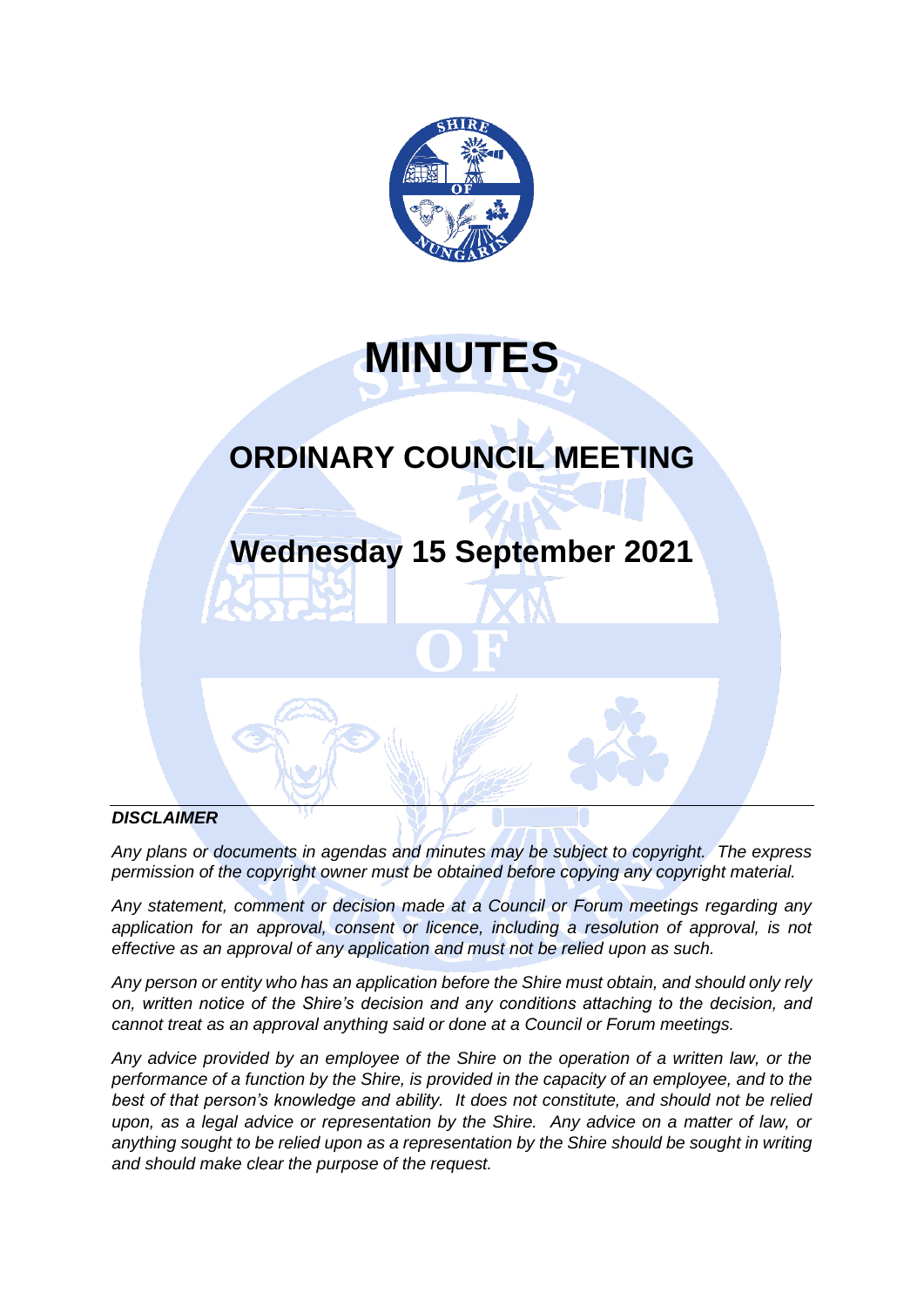# MINUTES

## ORDINARY COUNCIL MEETING

## Wednesday 15 September 2021

***DISCLAIMER***

*Any plans or documents in agendas and minutes may be subject to copyright. The express permission of the copyright owner must be obtained before copying any copyright material.*

*Any statement, comment or decision made at a Council or Forum meetings regarding any application for an approval, consent or licence, including a resolution of approval, is not effective as an approval of any application and must not be relied upon as such.*

*Any person or entity who has an application before the Shire must obtain, and should only rely on, written notice of the Shire's decision and any conditions attaching to the decision, and cannot treat as an approval anything said or done at a Council or Forum meetings.*

*Any advice provided by an employee of the Shire on the operation of a written law, or the performance of a function by the Shire, is provided in the capacity of an employee, and to the best of that person's knowledge and ability. It does not constitute, and should not be relied upon, as a legal advice or representation by the Shire. Any advice on a matter of law, or anything sought to be relied upon as a representation by the Shire should be sought in writing and should make clear the purpose of the request.*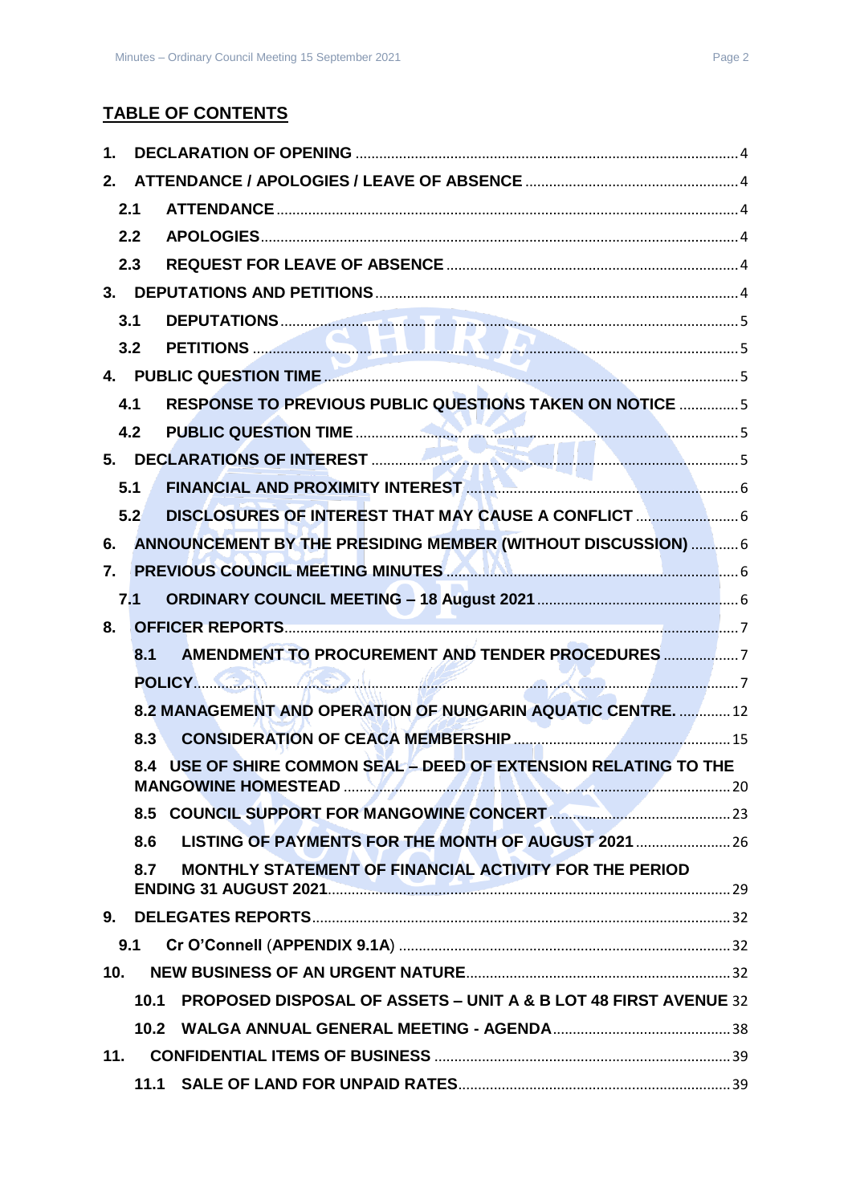## TABLE OF CONTENTS

1. DECLARATION OF OPENING ..... 4
2. ATTENDANCE / APOLOGIES / LEAVE OF ABSENCE ..... 4
   - 2.1 ATTENDANCE ..... 4
   - 2.2 APOLOGIES ..... 4
   - 2.3 REQUEST FOR LEAVE OF ABSENCE ..... 4
3. DEPUTATIONS AND PETITIONS ..... 4
   - 3.1 DEPUTATIONS ..... 5
   - 3.2 PETITIONS ..... 5
4. PUBLIC QUESTION TIME ..... 5
   - 4.1 RESPONSE TO PREVIOUS PUBLIC QUESTIONS TAKEN ON NOTICE ..... 5
   - 4.2 PUBLIC QUESTION TIME ..... 5
5. DECLARATIONS OF INTEREST ..... 5
   - 5.1 FINANCIAL AND PROXIMITY INTEREST ..... 6
   - 5.2 DISCLOSURES OF INTEREST THAT MAY CAUSE A CONFLICT ..... 6
6. ANNOUNCEMENT BY THE PRESIDING MEMBER (WITHOUT DISCUSSION) ..... 6
7. PREVIOUS COUNCIL MEETING MINUTES ..... 6
   - 7.1 ORDINARY COUNCIL MEETING – 18 August 2021 ..... 6
8. OFFICER REPORTS ..... 7
   - 8.1 AMENDMENT TO PROCUREMENT AND TENDER PROCEDURES ..... 7
     POLICY ..... 7
   - 8.2 MANAGEMENT AND OPERATION OF NUNGARIN AQUATIC CENTRE. ..... 12
   - 8.3 CONSIDERATION OF CEACA MEMBERSHIP ..... 15
   - 8.4 USE OF SHIRE COMMON SEAL – DEED OF EXTENSION RELATING TO THE MANGOWINE HOMESTEAD ..... 20
   - 8.5 COUNCIL SUPPORT FOR MANGOWINE CONCERT ..... 23
   - 8.6 LISTING OF PAYMENTS FOR THE MONTH OF AUGUST 2021 ..... 26
   - 8.7 MONTHLY STATEMENT OF FINANCIAL ACTIVITY FOR THE PERIOD ENDING 31 AUGUST 2021 ..... 29
9. DELEGATES REPORTS ..... 32
   - 9.1 Cr O'Connell (APPENDIX 9.1A) ..... 32
10. NEW BUSINESS OF AN URGENT NATURE ..... 32
    - 10.1 PROPOSED DISPOSAL OF ASSETS – UNIT A & B LOT 48 FIRST AVENUE ..... 32
    - 10.2 WALGA ANNUAL GENERAL MEETING - AGENDA ..... 38
11. CONFIDENTIAL ITEMS OF BUSINESS ..... 39
    - 11.1 SALE OF LAND FOR UNPAID RATES ..... 39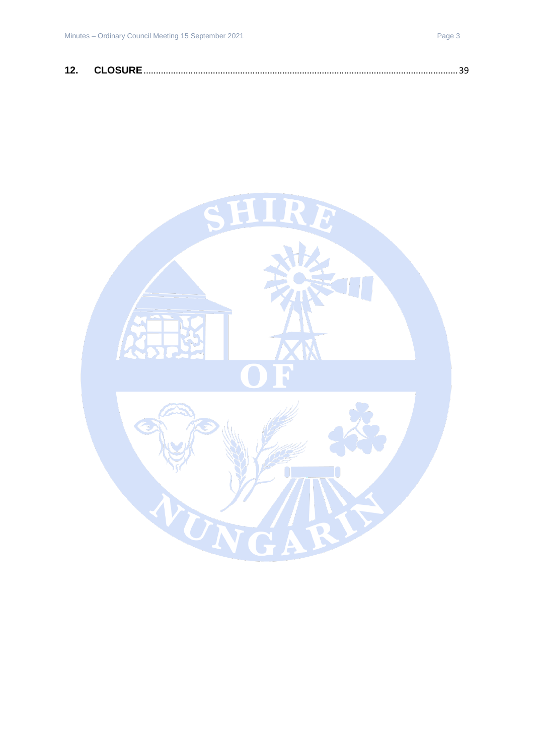**12. CLOSURE** ........................................................................................................................ 39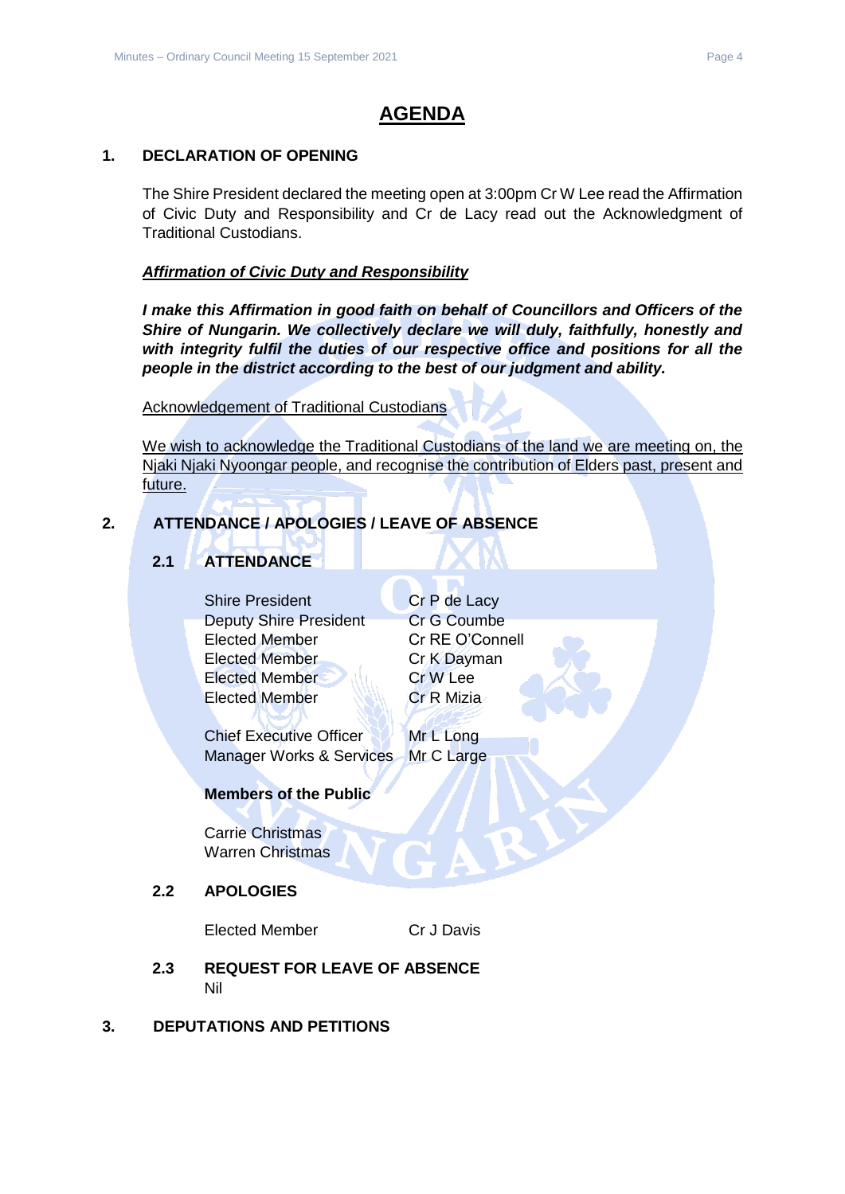# AGENDA

## 1. DECLARATION OF OPENING

The Shire President declared the meeting open at 3:00pm Cr W Lee read the Affirmation of Civic Duty and Responsibility and Cr de Lacy read out the Acknowledgment of Traditional Custodians.

***Affirmation of Civic Duty and Responsibility***

***I make this Affirmation in good faith on behalf of Councillors and Officers of the Shire of Nungarin. We collectively declare we will duly, faithfully, honestly and with integrity fulfil the duties of our respective office and positions for all the people in the district according to the best of our judgment and ability.***

Acknowledgement of Traditional Custodians

We wish to acknowledge the Traditional Custodians of the land we are meeting on, the Njaki Njaki Nyoongar people, and recognise the contribution of Elders past, present and future.

## 2. ATTENDANCE / APOLOGIES / LEAVE OF ABSENCE

### 2.1 ATTENDANCE

| | |
|---|---|
| Shire President | Cr P de Lacy |
| Deputy Shire President | Cr G Coumbe |
| Elected Member | Cr RE O'Connell |
| Elected Member | Cr K Dayman |
| Elected Member | Cr W Lee |
| Elected Member | Cr R Mizia |
| Chief Executive Officer | Mr L Long |
| Manager Works & Services | Mr C Large |

**Members of the Public**

Carrie Christmas
Warren Christmas

### 2.2 APOLOGIES

Elected Member — Cr J Davis

### 2.3 REQUEST FOR LEAVE OF ABSENCE

Nil

## 3. DEPUTATIONS AND PETITIONS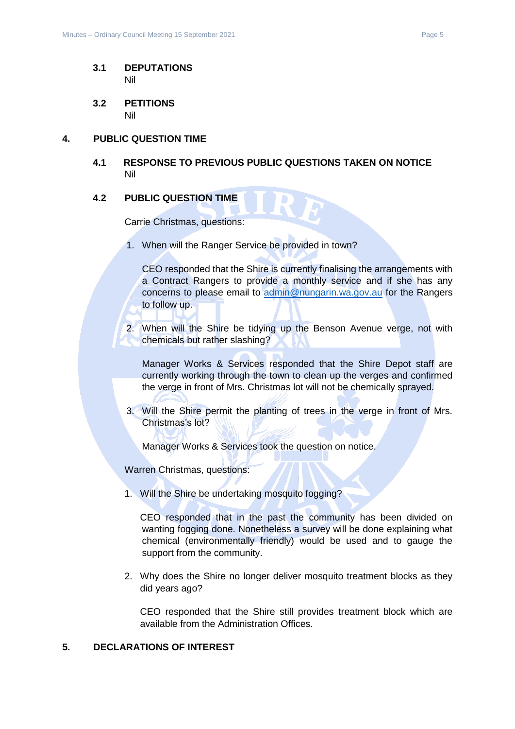### 3.1 DEPUTATIONS

Nil

### 3.2 PETITIONS

Nil

## 4. PUBLIC QUESTION TIME

### 4.1 RESPONSE TO PREVIOUS PUBLIC QUESTIONS TAKEN ON NOTICE

Nil

### 4.2 PUBLIC QUESTION TIME

Carrie Christmas, questions:

1. When will the Ranger Service be provided in town?

   CEO responded that the Shire is currently finalising the arrangements with a Contract Rangers to provide a monthly service and if she has any concerns to please email to admin@nungarin.wa.gov.au for the Rangers to follow up.

2. When will the Shire be tidying up the Benson Avenue verge, not with chemicals but rather slashing?

   Manager Works & Services responded that the Shire Depot staff are currently working through the town to clean up the verges and confirmed the verge in front of Mrs. Christmas lot will not be chemically sprayed.

3. Will the Shire permit the planting of trees in the verge in front of Mrs. Christmas's lot?

   Manager Works & Services took the question on notice.

Warren Christmas, questions:

1. Will the Shire be undertaking mosquito fogging?

   CEO responded that in the past the community has been divided on wanting fogging done. Nonetheless a survey will be done explaining what chemical (environmentally friendly) would be used and to gauge the support from the community.

2. Why does the Shire no longer deliver mosquito treatment blocks as they did years ago?

   CEO responded that the Shire still provides treatment block which are available from the Administration Offices.

## 5. DECLARATIONS OF INTEREST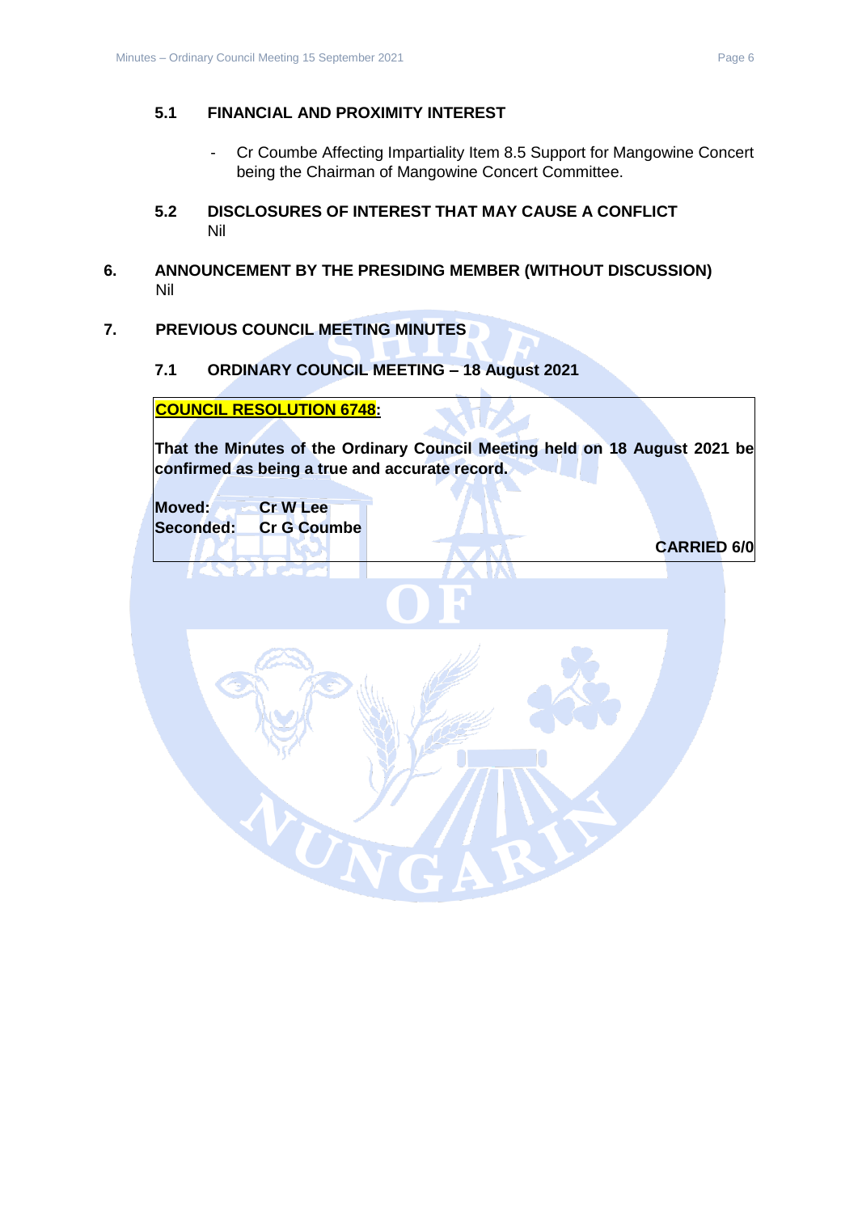### 5.1 FINANCIAL AND PROXIMITY INTEREST

- Cr Coumbe Affecting Impartiality Item 8.5 Support for Mangowine Concert being the Chairman of Mangowine Concert Committee.

### 5.2 DISCLOSURES OF INTEREST THAT MAY CAUSE A CONFLICT

Nil

## 6. ANNOUNCEMENT BY THE PRESIDING MEMBER (WITHOUT DISCUSSION)

Nil

## 7. PREVIOUS COUNCIL MEETING MINUTES

### 7.1 ORDINARY COUNCIL MEETING – 18 August 2021

**COUNCIL RESOLUTION 6748:**

**That the Minutes of the Ordinary Council Meeting held on 18 August 2021 be confirmed as being a true and accurate record.**

**Moved:** **Cr W Lee**
**Seconded:** **Cr G Coumbe**

**CARRIED 6/0**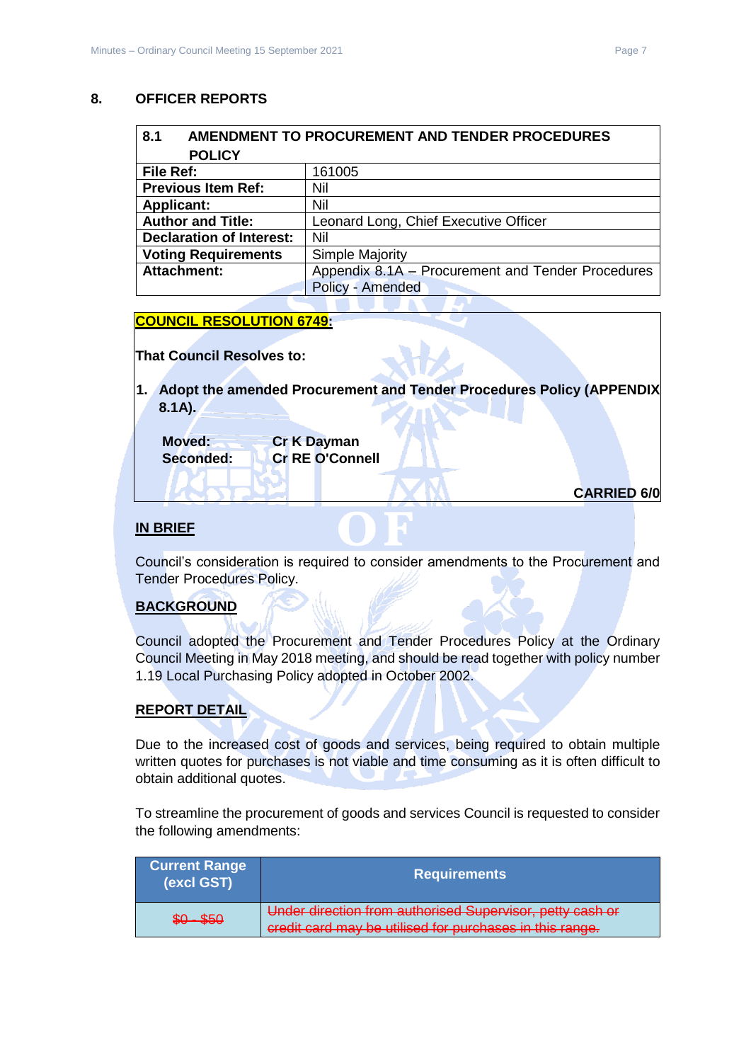## 8. OFFICER REPORTS

| **8.1 AMENDMENT TO PROCUREMENT AND TENDER PROCEDURES POLICY** | |
|---|---|
| **File Ref:** | 161005 |
| **Previous Item Ref:** | Nil |
| **Applicant:** | Nil |
| **Author and Title:** | Leonard Long, Chief Executive Officer |
| **Declaration of Interest:** | Nil |
| **Voting Requirements** | Simple Majority |
| **Attachment:** | Appendix 8.1A – Procurement and Tender Procedures Policy - Amended |

**COUNCIL RESOLUTION 6749:**

**That Council Resolves to:**

**1. Adopt the amended Procurement and Tender Procedures Policy (APPENDIX 8.1A).**

**Moved:** **Cr K Dayman**
**Seconded:** **Cr RE O'Connell**

**CARRIED 6/0**

**IN BRIEF**

Council's consideration is required to consider amendments to the Procurement and Tender Procedures Policy.

**BACKGROUND**

Council adopted the Procurement and Tender Procedures Policy at the Ordinary Council Meeting in May 2018 meeting, and should be read together with policy number 1.19 Local Purchasing Policy adopted in October 2002.

**REPORT DETAIL**

Due to the increased cost of goods and services, being required to obtain multiple written quotes for purchases is not viable and time consuming as it is often difficult to obtain additional quotes.

To streamline the procurement of goods and services Council is requested to consider the following amendments:

| Current Range (excl GST) | Requirements |
|---|---|
| ~~$0 - $50~~ | ~~Under direction from authorised Supervisor, petty cash or credit card may be utilised for purchases in this range.~~ |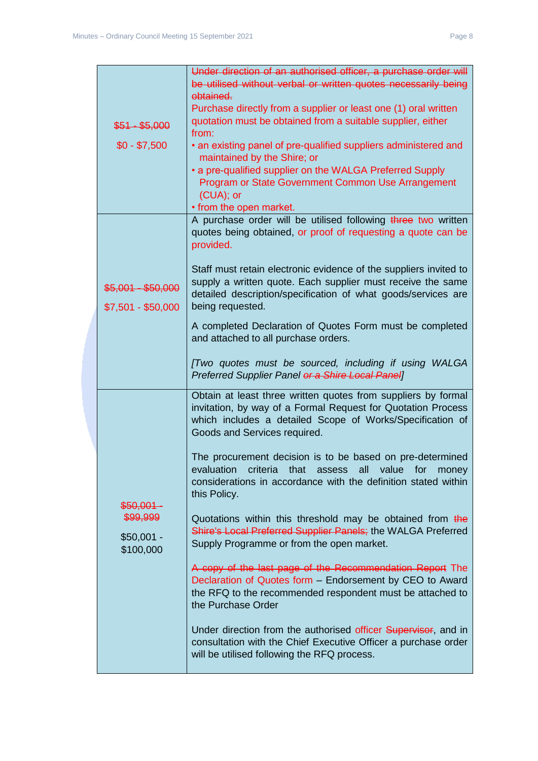| | |
|---|---|
| ~~$51 - $5,000~~<br><br>$0 - $7,500 | ~~Under direction of an authorised officer, a purchase order will be utilised without verbal or written quotes necessarily being obtained.~~<br>Purchase directly from a supplier or least one (1) oral written quotation must be obtained from a suitable supplier, either from:<br>• an existing panel of pre-qualified suppliers administered and maintained by the Shire; or<br>• a pre-qualified supplier on the WALGA Preferred Supply Program or State Government Common Use Arrangement (CUA); or<br>• from the open market. |
| ~~$5,001 - $50,000~~<br><br>$7,501 - $50,000 | A purchase order will be utilised following ~~three~~ two written quotes being obtained, or proof of requesting a quote can be provided.<br><br>Staff must retain electronic evidence of the suppliers invited to supply a written quote. Each supplier must receive the same detailed description/specification of what goods/services are being requested.<br><br>A completed Declaration of Quotes Form must be completed and attached to all purchase orders.<br><br>*[Two quotes must be sourced, including if using WALGA Preferred Supplier Panel ~~or a Shire Local Panel~~]* |
| ~~$50,001 - $99,999~~<br><br>$50,001 - $100,000 | Obtain at least three written quotes from suppliers by formal invitation, by way of a Formal Request for Quotation Process which includes a detailed Scope of Works/Specification of Goods and Services required.<br><br>The procurement decision is to be based on pre-determined evaluation criteria that assess all value for money considerations in accordance with the definition stated within this Policy.<br><br>Quotations within this threshold may be obtained from ~~the Shire's Local Preferred Supplier Panels;~~ the WALGA Preferred Supply Programme or from the open market.<br><br>~~A copy of the last page of the Recommendation Report~~ The Declaration of Quotes form – Endorsement by CEO to Award the RFQ to the recommended respondent must be attached to the Purchase Order<br><br>Under direction from the authorised officer ~~Supervisor~~, and in consultation with the Chief Executive Officer a purchase order will be utilised following the RFQ process. |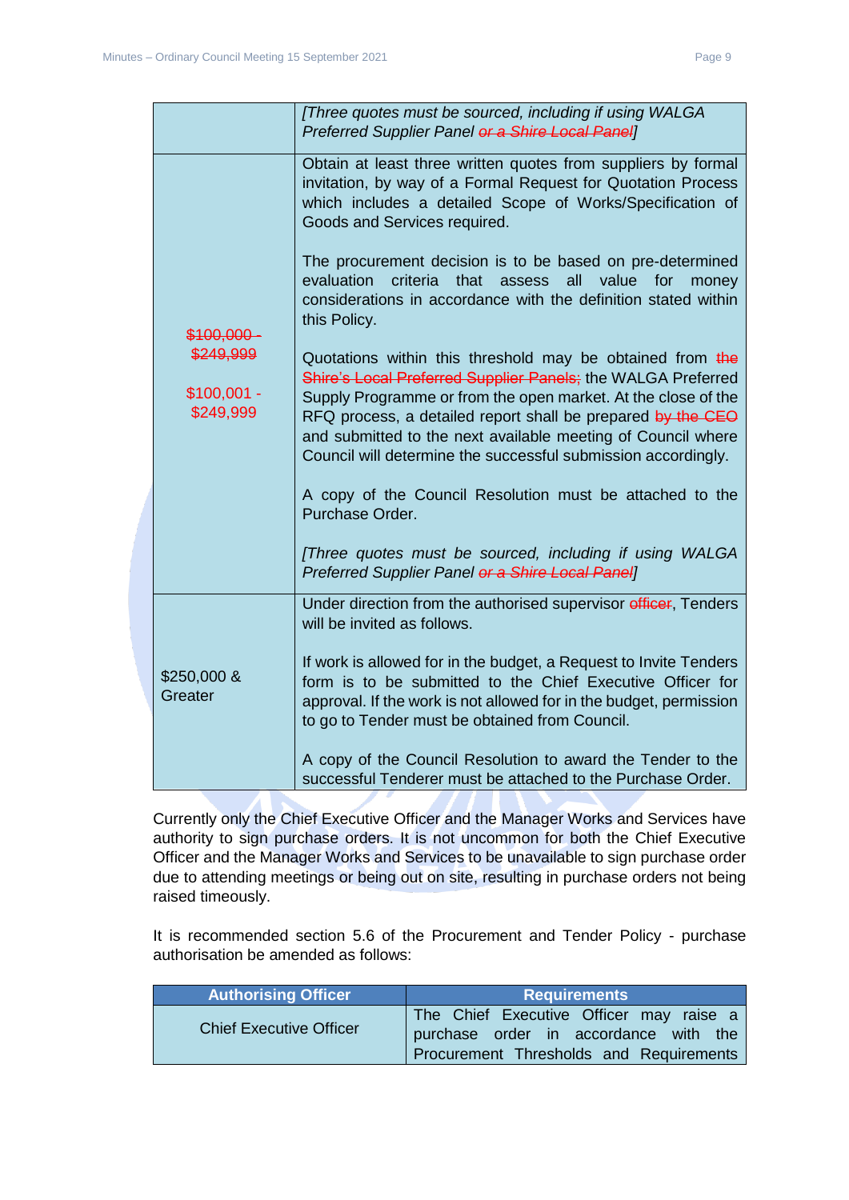| | |
|---|---|
| | *[Three quotes must be sourced, including if using WALGA Preferred Supplier Panel ~~or a Shire Local Panel~~]* |
| ~~$100,000 - $249,999~~<br><br>$100,001 - $249,999 | Obtain at least three written quotes from suppliers by formal invitation, by way of a Formal Request for Quotation Process which includes a detailed Scope of Works/Specification of Goods and Services required.<br><br>The procurement decision is to be based on pre-determined evaluation criteria that assess all value for money considerations in accordance with the definition stated within this Policy.<br><br>Quotations within this threshold may be obtained from ~~the Shire's Local Preferred Supplier Panels;~~ the WALGA Preferred Supply Programme or from the open market. At the close of the RFQ process, a detailed report shall be prepared ~~by the CEO~~ and submitted to the next available meeting of Council where Council will determine the successful submission accordingly.<br><br>A copy of the Council Resolution must be attached to the Purchase Order.<br><br>*[Three quotes must be sourced, including if using WALGA Preferred Supplier Panel ~~or a Shire Local Panel~~]* |
| $250,000 & Greater | Under direction from the authorised supervisor ~~officer~~, Tenders will be invited as follows.<br><br>If work is allowed for in the budget, a Request to Invite Tenders form is to be submitted to the Chief Executive Officer for approval. If the work is not allowed for in the budget, permission to go to Tender must be obtained from Council.<br><br>A copy of the Council Resolution to award the Tender to the successful Tenderer must be attached to the Purchase Order. |

Currently only the Chief Executive Officer and the Manager Works and Services have authority to sign purchase orders. It is not uncommon for both the Chief Executive Officer and the Manager Works and Services to be unavailable to sign purchase order due to attending meetings or being out on site, resulting in purchase orders not being raised timeously.

It is recommended section 5.6 of the Procurement and Tender Policy - purchase authorisation be amended as follows:

| Authorising Officer | Requirements |
|---|---|
| Chief Executive Officer | The Chief Executive Officer may raise a purchase order in accordance with the Procurement Thresholds and Requirements |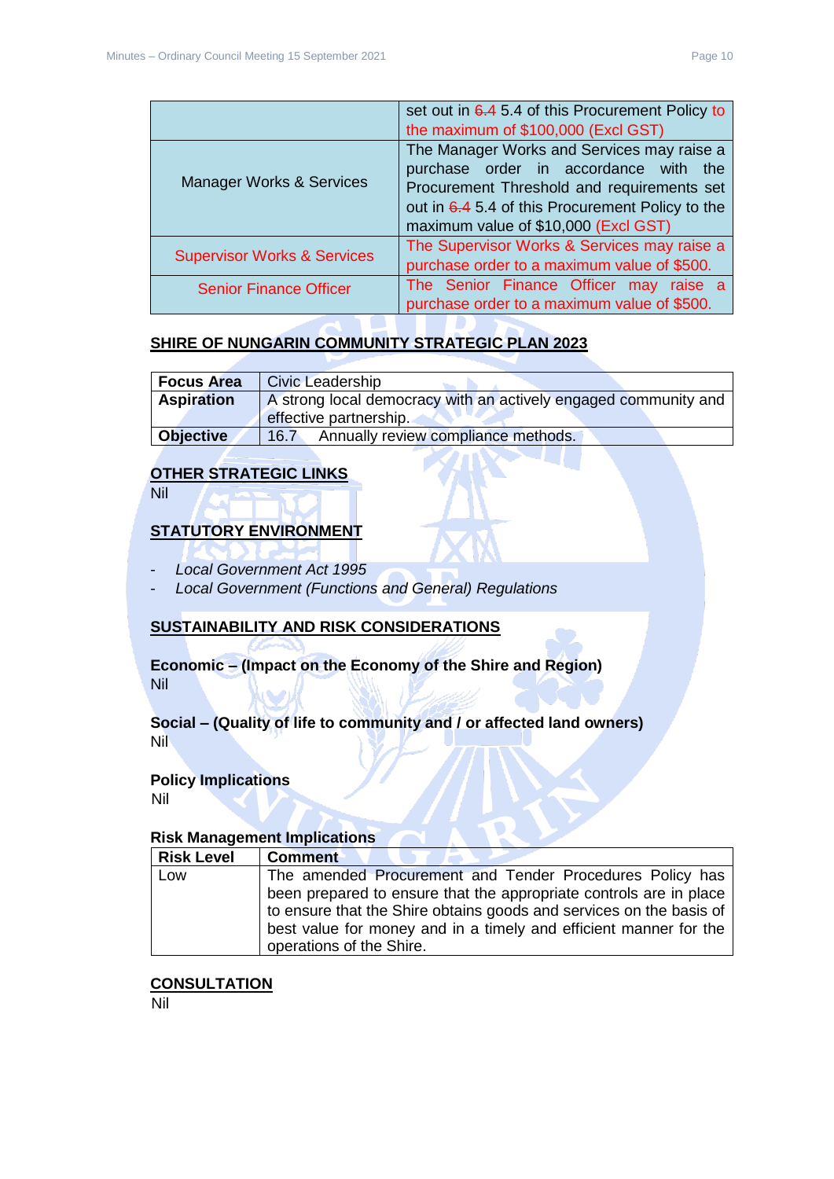| | |
|---|---|
| | set out in ~~6.4~~ 5.4 of this Procurement Policy to the maximum of $100,000 (Excl GST) |
| Manager Works & Services | The Manager Works and Services may raise a purchase order in accordance with the Procurement Threshold and requirements set out in ~~6.4~~ 5.4 of this Procurement Policy to the maximum value of $10,000 (Excl GST) |
| Supervisor Works & Services | The Supervisor Works & Services may raise a purchase order to a maximum value of $500. |
| Senior Finance Officer | The Senior Finance Officer may raise a purchase order to a maximum value of $500. |

## SHIRE OF NUNGARIN COMMUNITY STRATEGIC PLAN 2023

| | |
|---|---|
| **Focus Area** | Civic Leadership |
| **Aspiration** | A strong local democracy with an actively engaged community and effective partnership. |
| **Objective** | 16.7 Annually review compliance methods. |

## OTHER STRATEGIC LINKS

Nil

## STATUTORY ENVIRONMENT

- *Local Government Act 1995*
- *Local Government (Functions and General) Regulations*

## SUSTAINABILITY AND RISK CONSIDERATIONS

**Economic – (Impact on the Economy of the Shire and Region)**
Nil

**Social – (Quality of life to community and / or affected land owners)**
Nil

**Policy Implications**
Nil

**Risk Management Implications**

| Risk Level | Comment |
|---|---|
| Low | The amended Procurement and Tender Procedures Policy has been prepared to ensure that the appropriate controls are in place to ensure that the Shire obtains goods and services on the basis of best value for money and in a timely and efficient manner for the operations of the Shire. |

## CONSULTATION

Nil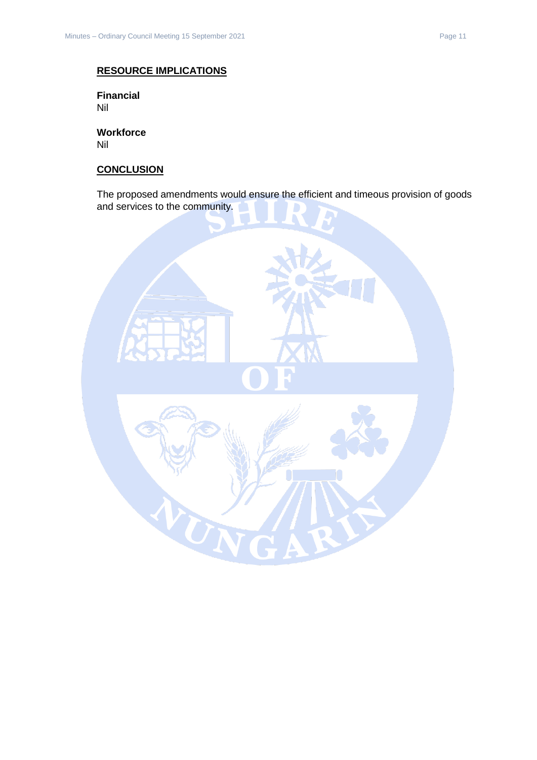## RESOURCE IMPLICATIONS

**Financial**
Nil

**Workforce**
Nil

## CONCLUSION

The proposed amendments would ensure the efficient and timeous provision of goods and services to the community.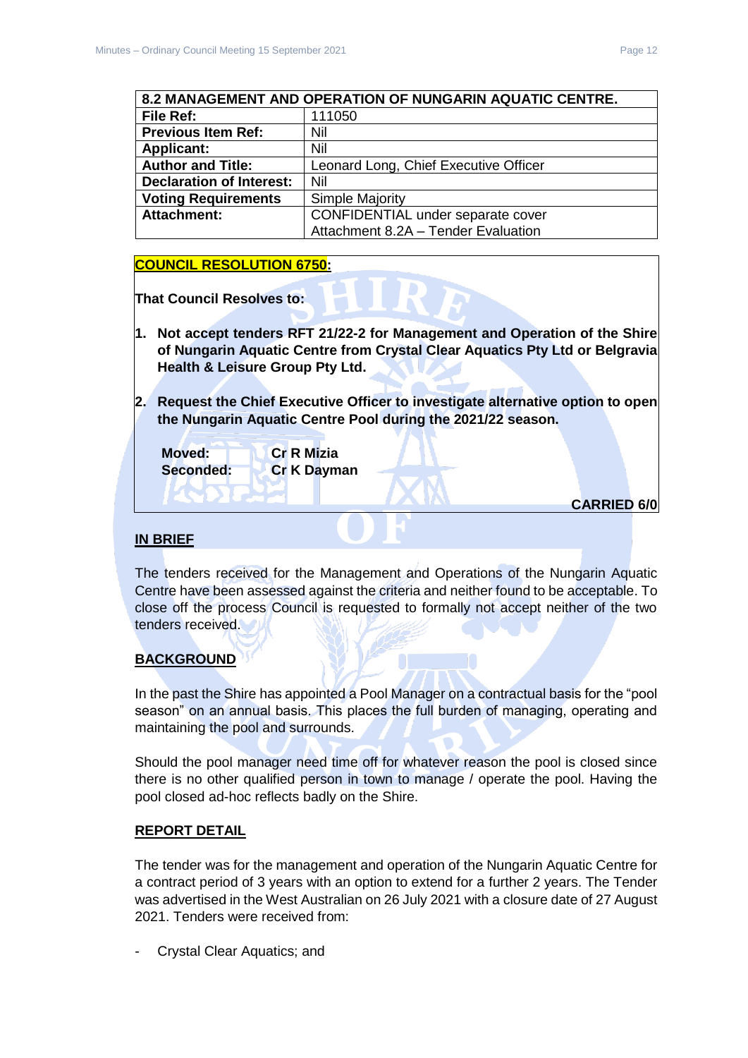| 8.2 MANAGEMENT AND OPERATION OF NUNGARIN AQUATIC CENTRE. | |
|---|---|
| **File Ref:** | 111050 |
| **Previous Item Ref:** | Nil |
| **Applicant:** | Nil |
| **Author and Title:** | Leonard Long, Chief Executive Officer |
| **Declaration of Interest:** | Nil |
| **Voting Requirements** | Simple Majority |
| **Attachment:** | CONFIDENTIAL under separate cover<br>Attachment 8.2A – Tender Evaluation |

**COUNCIL RESOLUTION 6750:**

**That Council Resolves to:**

1. **Not accept tenders RFT 21/22-2 for Management and Operation of the Shire of Nungarin Aquatic Centre from Crystal Clear Aquatics Pty Ltd or Belgravia Health & Leisure Group Pty Ltd.**

2. **Request the Chief Executive Officer to investigate alternative option to open the Nungarin Aquatic Centre Pool during the 2021/22 season.**

| | |
|---|---|
| **Moved:** | **Cr R Mizia** |
| **Seconded:** | **Cr K Dayman** |

**CARRIED 6/0**

## IN BRIEF

The tenders received for the Management and Operations of the Nungarin Aquatic Centre have been assessed against the criteria and neither found to be acceptable. To close off the process Council is requested to formally not accept neither of the two tenders received.

## BACKGROUND

In the past the Shire has appointed a Pool Manager on a contractual basis for the "pool season" on an annual basis. This places the full burden of managing, operating and maintaining the pool and surrounds.

Should the pool manager need time off for whatever reason the pool is closed since there is no other qualified person in town to manage / operate the pool. Having the pool closed ad-hoc reflects badly on the Shire.

## REPORT DETAIL

The tender was for the management and operation of the Nungarin Aquatic Centre for a contract period of 3 years with an option to extend for a further 2 years. The Tender was advertised in the West Australian on 26 July 2021 with a closure date of 27 August 2021. Tenders were received from:

- Crystal Clear Aquatics; and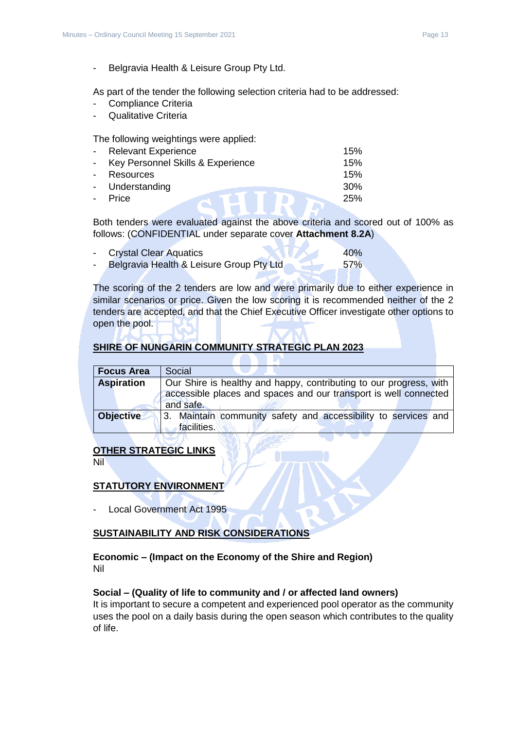- Belgravia Health & Leisure Group Pty Ltd.

As part of the tender the following selection criteria had to be addressed:
- Compliance Criteria
- Qualitative Criteria

The following weightings were applied:

| | |
|---|---|
| - Relevant Experience | 15% |
| - Key Personnel Skills & Experience | 15% |
| - Resources | 15% |
| - Understanding | 30% |
| - Price | 25% |

Both tenders were evaluated against the above criteria and scored out of 100% as follows: (CONFIDENTIAL under separate cover **Attachment 8.2A**)

| | |
|---|---|
| - Crystal Clear Aquatics | 40% |
| - Belgravia Health & Leisure Group Pty Ltd | 57% |

The scoring of the 2 tenders are low and were primarily due to either experience in similar scenarios or price. Given the low scoring it is recommended neither of the 2 tenders are accepted, and that the Chief Executive Officer investigate other options to open the pool.

## SHIRE OF NUNGARIN COMMUNITY STRATEGIC PLAN 2023

| **Focus Area** | Social |
|---|---|
| **Aspiration** | Our Shire is healthy and happy, contributing to our progress, with accessible places and spaces and our transport is well connected and safe. |
| **Objective** | 3. Maintain community safety and accessibility to services and facilities. |

## OTHER STRATEGIC LINKS

Nil

## STATUTORY ENVIRONMENT

- Local Government Act 1995

## SUSTAINABILITY AND RISK CONSIDERATIONS

**Economic – (Impact on the Economy of the Shire and Region)**
Nil

**Social – (Quality of life to community and / or affected land owners)**
It is important to secure a competent and experienced pool operator as the community uses the pool on a daily basis during the open season which contributes to the quality of life.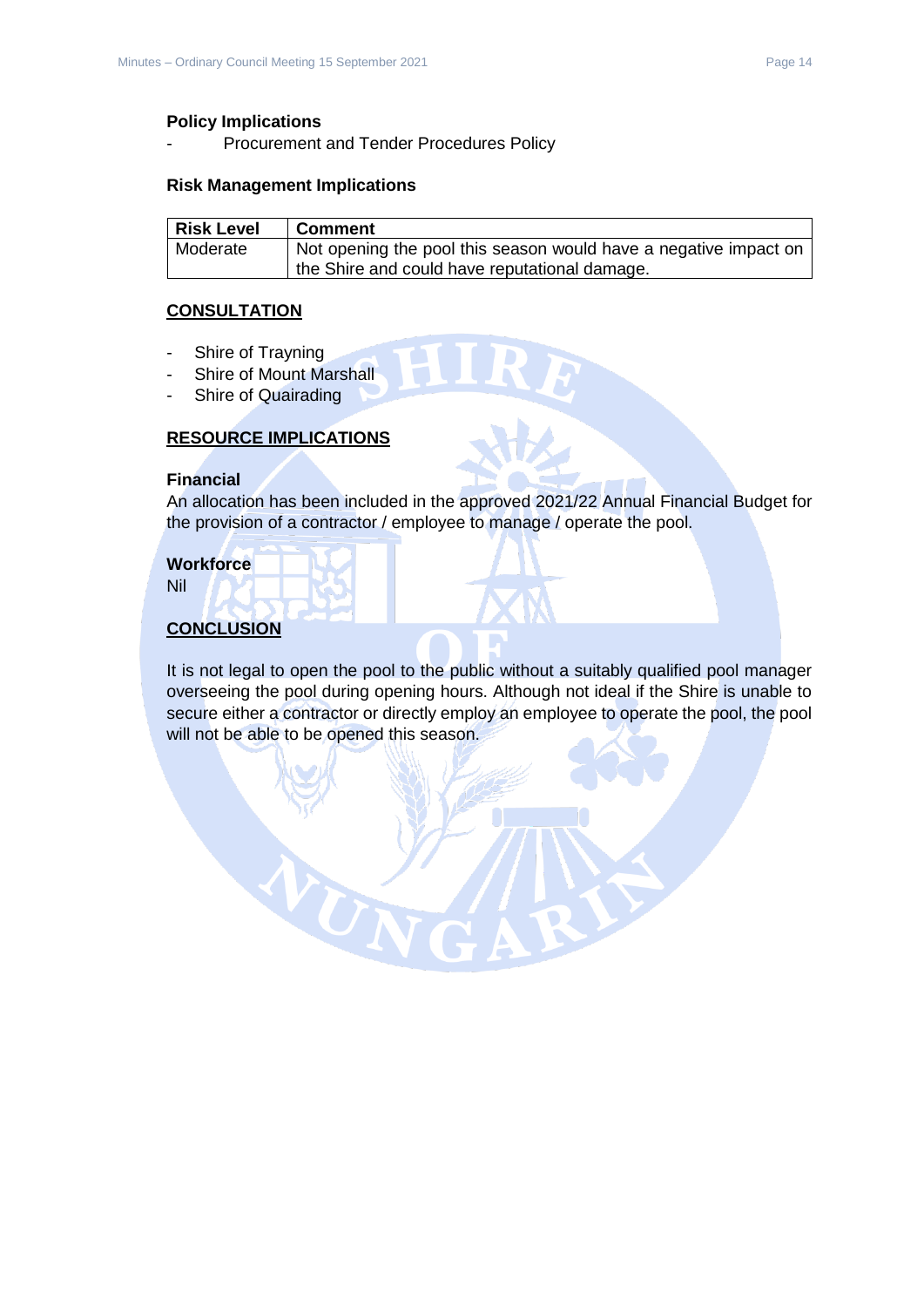**Policy Implications**

- Procurement and Tender Procedures Policy

**Risk Management Implications**

| Risk Level | Comment |
|---|---|
| Moderate | Not opening the pool this season would have a negative impact on the Shire and could have reputational damage. |

## CONSULTATION

- Shire of Trayning
- Shire of Mount Marshall
- Shire of Quairading

## RESOURCE IMPLICATIONS

**Financial**

An allocation has been included in the approved 2021/22 Annual Financial Budget for the provision of a contractor / employee to manage / operate the pool.

**Workforce**

Nil

## CONCLUSION

It is not legal to open the pool to the public without a suitably qualified pool manager overseeing the pool during opening hours. Although not ideal if the Shire is unable to secure either a contractor or directly employ an employee to operate the pool, the pool will not be able to be opened this season.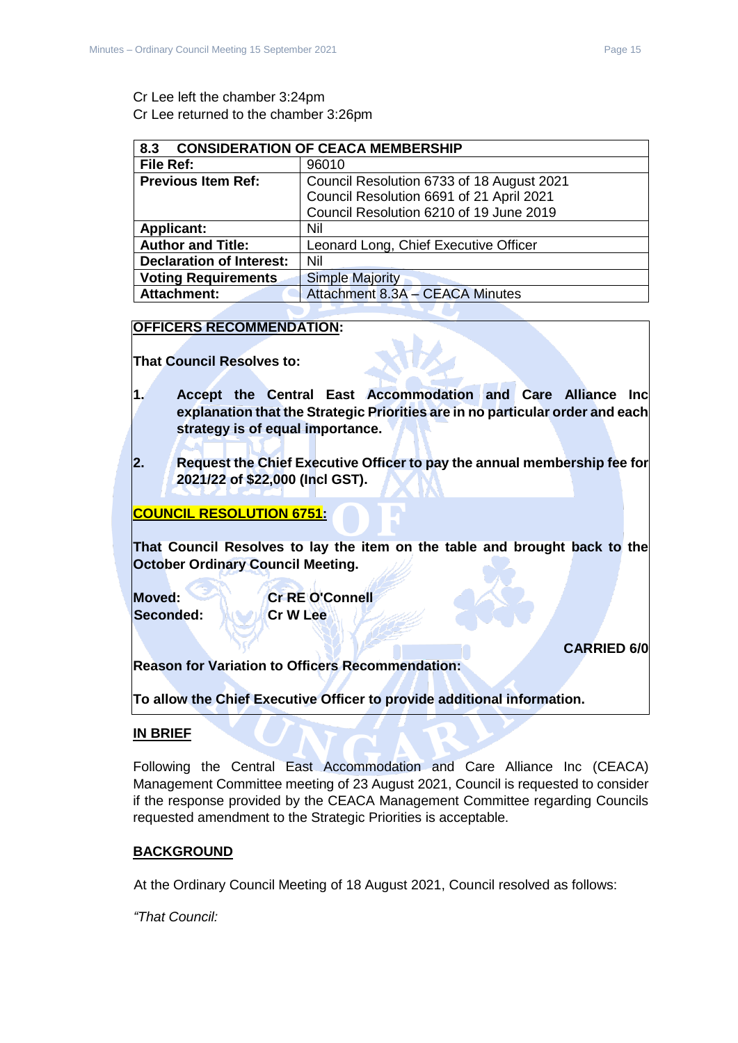Cr Lee left the chamber 3:24pm
Cr Lee returned to the chamber 3:26pm

| **8.3 CONSIDERATION OF CEACA MEMBERSHIP** | |
|---|---|
| **File Ref:** | 96010 |
| **Previous Item Ref:** | Council Resolution 6733 of 18 August 2021<br>Council Resolution 6691 of 21 April 2021<br>Council Resolution 6210 of 19 June 2019 |
| **Applicant:** | Nil |
| **Author and Title:** | Leonard Long, Chief Executive Officer |
| **Declaration of Interest:** | Nil |
| **Voting Requirements** | Simple Majority |
| **Attachment:** | Attachment 8.3A – CEACA Minutes |

**OFFICERS RECOMMENDATION:**

**That Council Resolves to:**

1. **Accept the Central East Accommodation and Care Alliance Inc explanation that the Strategic Priorities are in no particular order and each strategy is of equal importance.**

2. **Request the Chief Executive Officer to pay the annual membership fee for 2021/22 of $22,000 (Incl GST).**

**COUNCIL RESOLUTION 6751:**

**That Council Resolves to lay the item on the table and brought back to the October Ordinary Council Meeting.**

**Moved:** **Cr RE O'Connell**
**Seconded:** **Cr W Lee**

**CARRIED 6/0**

**Reason for Variation to Officers Recommendation:**

**To allow the Chief Executive Officer to provide additional information.**

**IN BRIEF**

Following the Central East Accommodation and Care Alliance Inc (CEACA) Management Committee meeting of 23 August 2021, Council is requested to consider if the response provided by the CEACA Management Committee regarding Councils requested amendment to the Strategic Priorities is acceptable.

**BACKGROUND**

At the Ordinary Council Meeting of 18 August 2021, Council resolved as follows:

*"That Council:*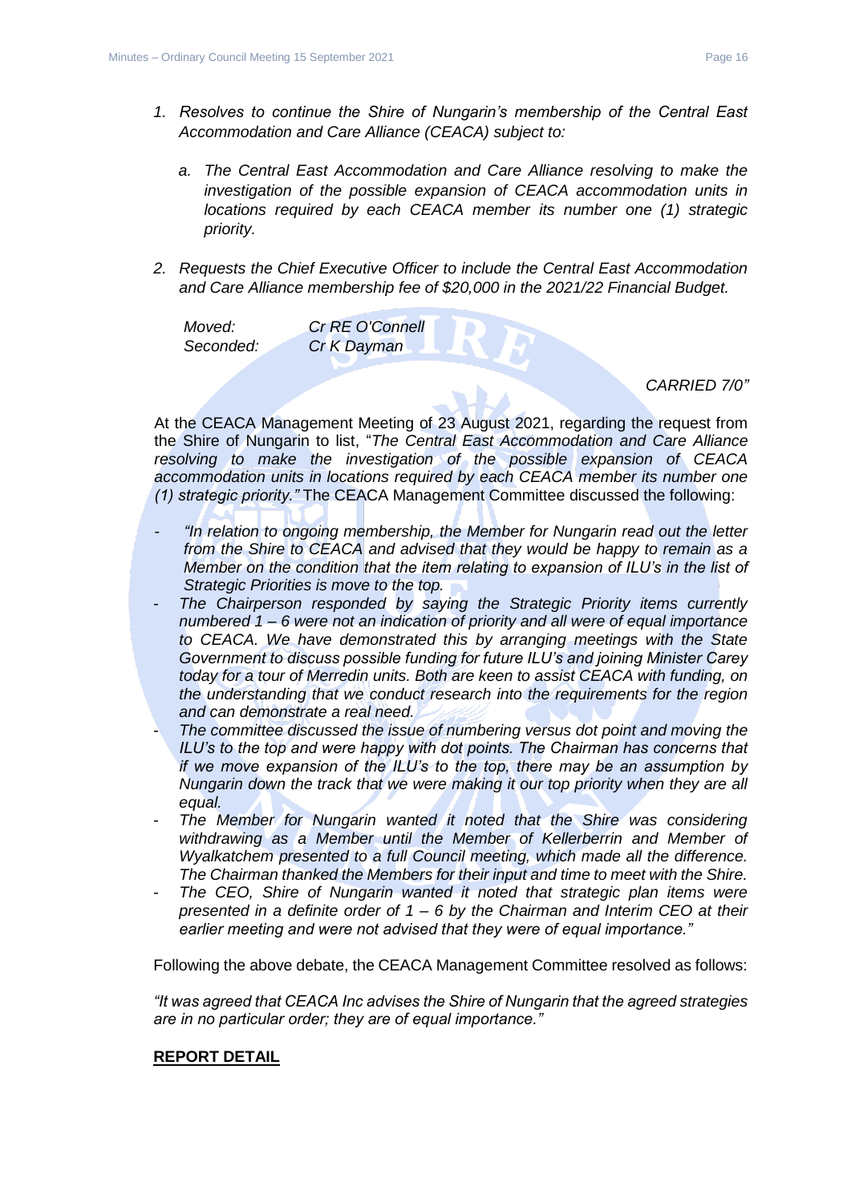1. *Resolves to continue the Shire of Nungarin's membership of the Central East Accommodation and Care Alliance (CEACA) subject to:*

   a. *The Central East Accommodation and Care Alliance resolving to make the investigation of the possible expansion of CEACA accommodation units in locations required by each CEACA member its number one (1) strategic priority.*

2. *Requests the Chief Executive Officer to include the Central East Accommodation and Care Alliance membership fee of $20,000 in the 2021/22 Financial Budget.*

| | |
|---|---|
| *Moved:* | *Cr RE O'Connell* |
| *Seconded:* | *Cr K Dayman* |

*CARRIED 7/0"*

At the CEACA Management Meeting of 23 August 2021, regarding the request from the Shire of Nungarin to list, "*The Central East Accommodation and Care Alliance resolving to make the investigation of the possible expansion of CEACA accommodation units in locations required by each CEACA member its number one (1) strategic priority."* The CEACA Management Committee discussed the following:

- *"In relation to ongoing membership, the Member for Nungarin read out the letter from the Shire to CEACA and advised that they would be happy to remain as a Member on the condition that the item relating to expansion of ILU's in the list of Strategic Priorities is move to the top.*
- *The Chairperson responded by saying the Strategic Priority items currently numbered 1 – 6 were not an indication of priority and all were of equal importance to CEACA. We have demonstrated this by arranging meetings with the State Government to discuss possible funding for future ILU's and joining Minister Carey today for a tour of Merredin units. Both are keen to assist CEACA with funding, on the understanding that we conduct research into the requirements for the region and can demonstrate a real need.*
- *The committee discussed the issue of numbering versus dot point and moving the ILU's to the top and were happy with dot points. The Chairman has concerns that if we move expansion of the ILU's to the top, there may be an assumption by Nungarin down the track that we were making it our top priority when they are all equal.*
- *The Member for Nungarin wanted it noted that the Shire was considering withdrawing as a Member until the Member of Kellerberrin and Member of Wyalkatchem presented to a full Council meeting, which made all the difference. The Chairman thanked the Members for their input and time to meet with the Shire.*
- *The CEO, Shire of Nungarin wanted it noted that strategic plan items were presented in a definite order of 1 – 6 by the Chairman and Interim CEO at their earlier meeting and were not advised that they were of equal importance."*

Following the above debate, the CEACA Management Committee resolved as follows:

*"It was agreed that CEACA Inc advises the Shire of Nungarin that the agreed strategies are in no particular order; they are of equal importance."*

**REPORT DETAIL**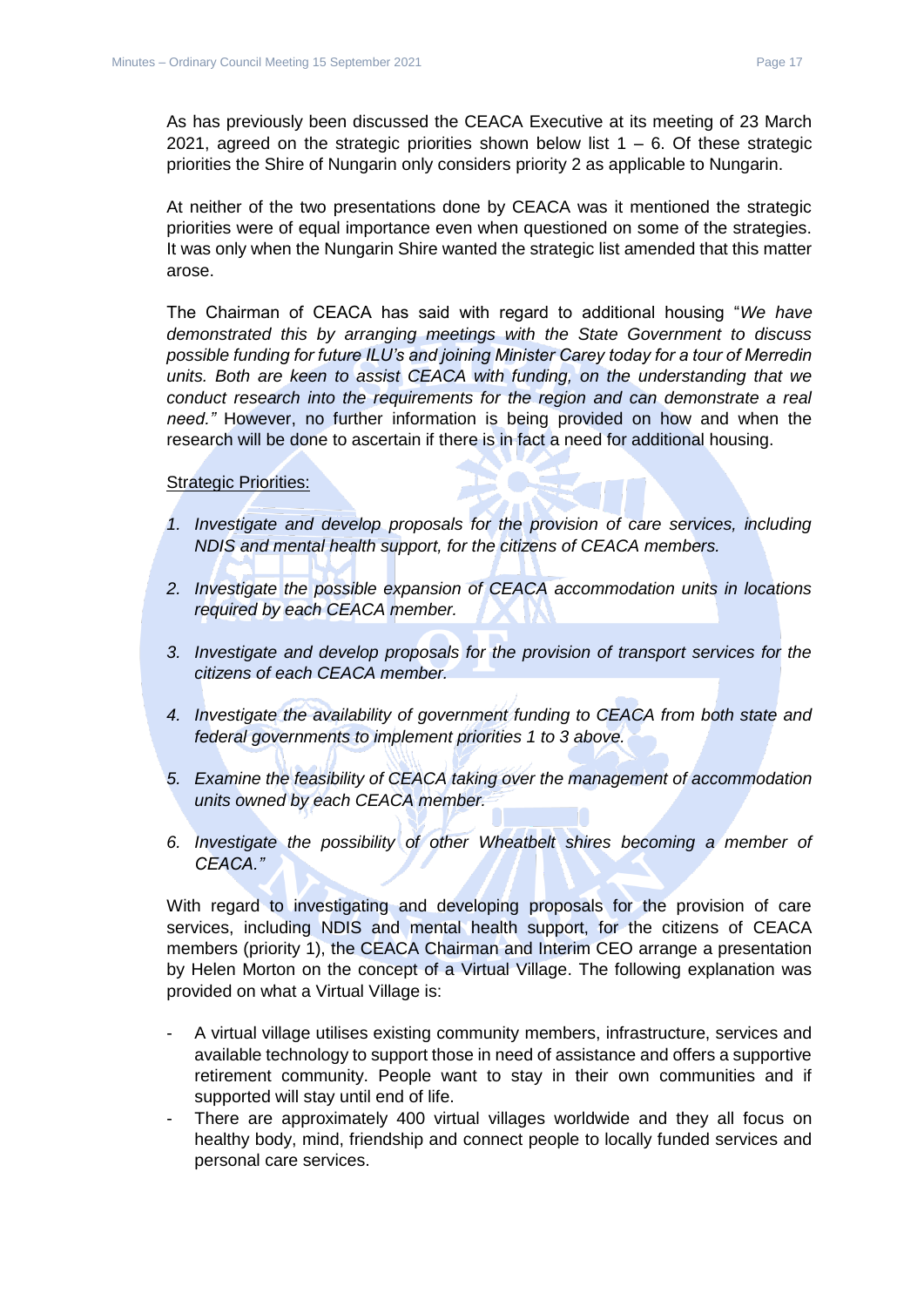As has previously been discussed the CEACA Executive at its meeting of 23 March 2021, agreed on the strategic priorities shown below list 1 – 6. Of these strategic priorities the Shire of Nungarin only considers priority 2 as applicable to Nungarin.

At neither of the two presentations done by CEACA was it mentioned the strategic priorities were of equal importance even when questioned on some of the strategies. It was only when the Nungarin Shire wanted the strategic list amended that this matter arose.

The Chairman of CEACA has said with regard to additional housing "*We have demonstrated this by arranging meetings with the State Government to discuss possible funding for future ILU's and joining Minister Carey today for a tour of Merredin units. Both are keen to assist CEACA with funding, on the understanding that we conduct research into the requirements for the region and can demonstrate a real need."* However, no further information is being provided on how and when the research will be done to ascertain if there is in fact a need for additional housing.

<u>Strategic Priorities:</u>

1. *Investigate and develop proposals for the provision of care services, including NDIS and mental health support, for the citizens of CEACA members.*
2. *Investigate the possible expansion of CEACA accommodation units in locations required by each CEACA member.*
3. *Investigate and develop proposals for the provision of transport services for the citizens of each CEACA member.*
4. *Investigate the availability of government funding to CEACA from both state and federal governments to implement priorities 1 to 3 above.*
5. *Examine the feasibility of CEACA taking over the management of accommodation units owned by each CEACA member.*
6. *Investigate the possibility of other Wheatbelt shires becoming a member of CEACA."*

With regard to investigating and developing proposals for the provision of care services, including NDIS and mental health support, for the citizens of CEACA members (priority 1), the CEACA Chairman and Interim CEO arrange a presentation by Helen Morton on the concept of a Virtual Village. The following explanation was provided on what a Virtual Village is:

- A virtual village utilises existing community members, infrastructure, services and available technology to support those in need of assistance and offers a supportive retirement community. People want to stay in their own communities and if supported will stay until end of life.
- There are approximately 400 virtual villages worldwide and they all focus on healthy body, mind, friendship and connect people to locally funded services and personal care services.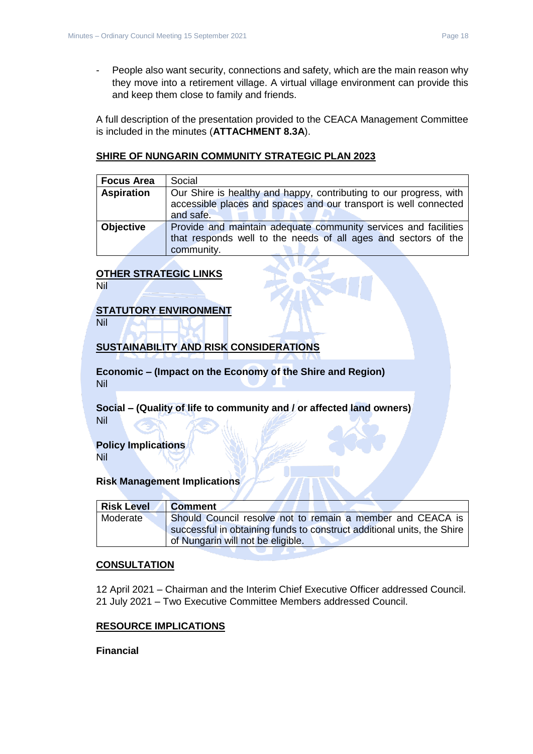- People also want security, connections and safety, which are the main reason why they move into a retirement village. A virtual village environment can provide this and keep them close to family and friends.

A full description of the presentation provided to the CEACA Management Committee is included in the minutes (**ATTACHMENT 8.3A**).

## SHIRE OF NUNGARIN COMMUNITY STRATEGIC PLAN 2023

| **Focus Area** | Social |
|---|---|
| **Aspiration** | Our Shire is healthy and happy, contributing to our progress, with accessible places and spaces and our transport is well connected and safe. |
| **Objective** | Provide and maintain adequate community services and facilities that responds well to the needs of all ages and sectors of the community. |

## OTHER STRATEGIC LINKS

Nil

## STATUTORY ENVIRONMENT

Nil

## SUSTAINABILITY AND RISK CONSIDERATIONS

**Economic – (Impact on the Economy of the Shire and Region)**
Nil

**Social – (Quality of life to community and / or affected land owners)**
Nil

**Policy Implications**
Nil

**Risk Management Implications**

| **Risk Level** | **Comment** |
|---|---|
| Moderate | Should Council resolve not to remain a member and CEACA is successful in obtaining funds to construct additional units, the Shire of Nungarin will not be eligible. |

## CONSULTATION

12 April 2021 – Chairman and the Interim Chief Executive Officer addressed Council.
21 July 2021 – Two Executive Committee Members addressed Council.

## RESOURCE IMPLICATIONS

**Financial**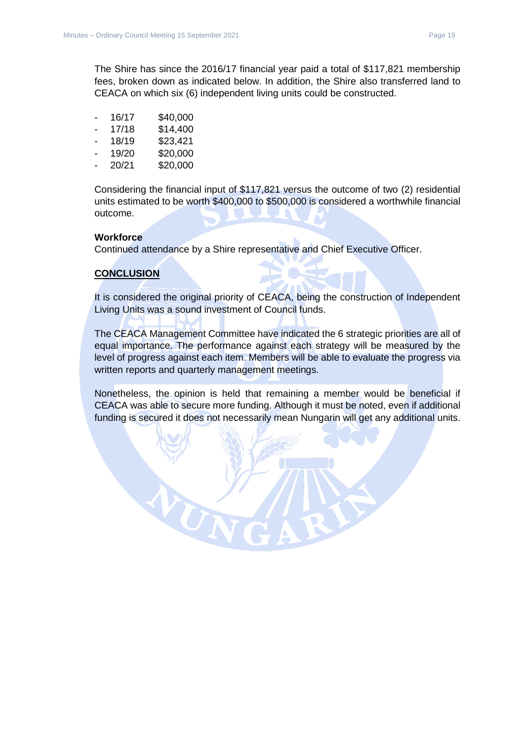The Shire has since the 2016/17 financial year paid a total of $117,821 membership fees, broken down as indicated below. In addition, the Shire also transferred land to CEACA on which six (6) independent living units could be constructed.

- 16/17 $40,000
- 17/18 $14,400
- 18/19 $23,421
- 19/20 $20,000
- 20/21 $20,000

Considering the financial input of $117,821 versus the outcome of two (2) residential units estimated to be worth $400,000 to $500,000 is considered a worthwhile financial outcome.

**Workforce**

Continued attendance by a Shire representative and Chief Executive Officer.

## CONCLUSION

It is considered the original priority of CEACA, being the construction of Independent Living Units was a sound investment of Council funds.

The CEACA Management Committee have indicated the 6 strategic priorities are all of equal importance. The performance against each strategy will be measured by the level of progress against each item. Members will be able to evaluate the progress via written reports and quarterly management meetings.

Nonetheless, the opinion is held that remaining a member would be beneficial if CEACA was able to secure more funding. Although it must be noted, even if additional funding is secured it does not necessarily mean Nungarin will get any additional units.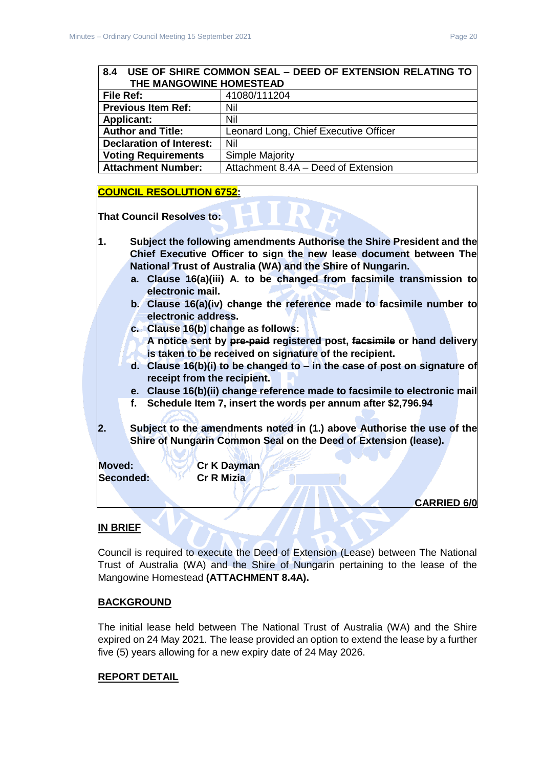| 8.4 USE OF SHIRE COMMON SEAL – DEED OF EXTENSION RELATING TO THE MANGOWINE HOMESTEAD | |
|---|---|
| **File Ref:** | 41080/111204 |
| **Previous Item Ref:** | Nil |
| **Applicant:** | Nil |
| **Author and Title:** | Leonard Long, Chief Executive Officer |
| **Declaration of Interest:** | Nil |
| **Voting Requirements** | Simple Majority |
| **Attachment Number:** | Attachment 8.4A – Deed of Extension |

**COUNCIL RESOLUTION 6752:**

**That Council Resolves to:**

1. **Subject the following amendments Authorise the Shire President and the Chief Executive Officer to sign the new lease document between The National Trust of Australia (WA) and the Shire of Nungarin.**
   a. **Clause 16(a)(iii) A. to be changed from facsimile transmission to electronic mail.**
   b. **Clause 16(a)(iv) change the reference made to facsimile number to electronic address.**
   c. **Clause 16(b) change as follows:**
      **A notice sent by ~~pre-paid~~ registered post, ~~facsimile~~ or hand delivery is taken to be received on signature of the recipient.**
   d. **Clause 16(b)(i) to be changed to – in the case of post on signature of receipt from the recipient.**
   e. **Clause 16(b)(ii) change reference made to facsimile to electronic mail**
   f. **Schedule Item 7, insert the words per annum after $2,796.94**

2. **Subject to the amendments noted in (1.) above Authorise the use of the Shire of Nungarin Common Seal on the Deed of Extension (lease).**

**Moved:** Cr K Dayman
**Seconded:** Cr R Mizia

**CARRIED 6/0**

## IN BRIEF

Council is required to execute the Deed of Extension (Lease) between The National Trust of Australia (WA) and the Shire of Nungarin pertaining to the lease of the Mangowine Homestead **(ATTACHMENT 8.4A).**

## BACKGROUND

The initial lease held between The National Trust of Australia (WA) and the Shire expired on 24 May 2021. The lease provided an option to extend the lease by a further five (5) years allowing for a new expiry date of 24 May 2026.

## REPORT DETAIL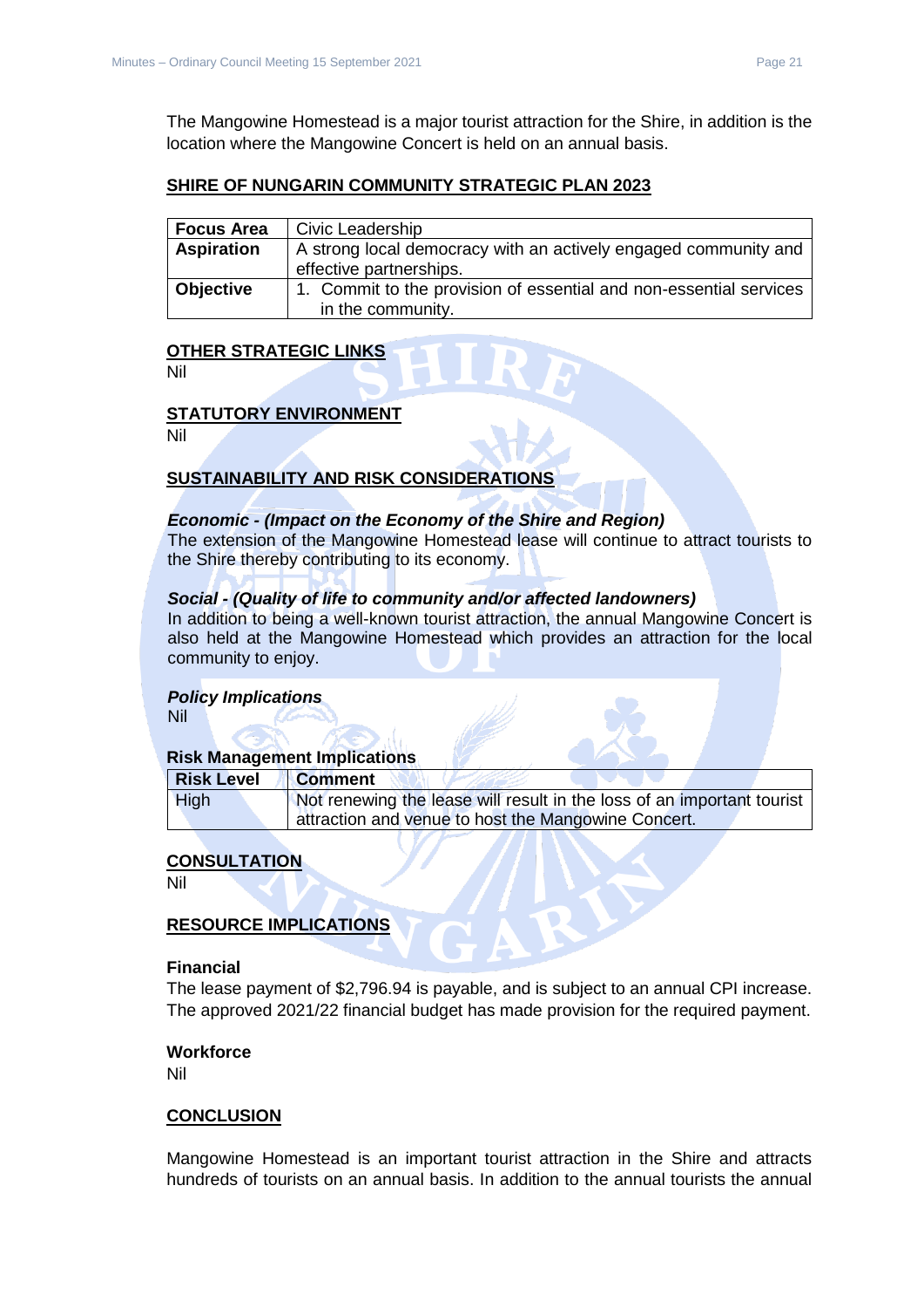The Mangowine Homestead is a major tourist attraction for the Shire, in addition is the location where the Mangowine Concert is held on an annual basis.

## SHIRE OF NUNGARIN COMMUNITY STRATEGIC PLAN 2023

| **Focus Area** | Civic Leadership |
|---|---|
| **Aspiration** | A strong local democracy with an actively engaged community and effective partnerships. |
| **Objective** | 1. Commit to the provision of essential and non-essential services in the community. |

## OTHER STRATEGIC LINKS

Nil

## STATUTORY ENVIRONMENT

Nil

## SUSTAINABILITY AND RISK CONSIDERATIONS

***Economic - (Impact on the Economy of the Shire and Region)***

The extension of the Mangowine Homestead lease will continue to attract tourists to the Shire thereby contributing to its economy.

***Social - (Quality of life to community and/or affected landowners)***

In addition to being a well-known tourist attraction, the annual Mangowine Concert is also held at the Mangowine Homestead which provides an attraction for the local community to enjoy.

***Policy Implications***

Nil

**Risk Management Implications**

| Risk Level | Comment |
|---|---|
| High | Not renewing the lease will result in the loss of an important tourist attraction and venue to host the Mangowine Concert. |

## CONSULTATION

Nil

## RESOURCE IMPLICATIONS

**Financial**

The lease payment of $2,796.94 is payable, and is subject to an annual CPI increase. The approved 2021/22 financial budget has made provision for the required payment.

**Workforce**

Nil

## CONCLUSION

Mangowine Homestead is an important tourist attraction in the Shire and attracts hundreds of tourists on an annual basis. In addition to the annual tourists the annual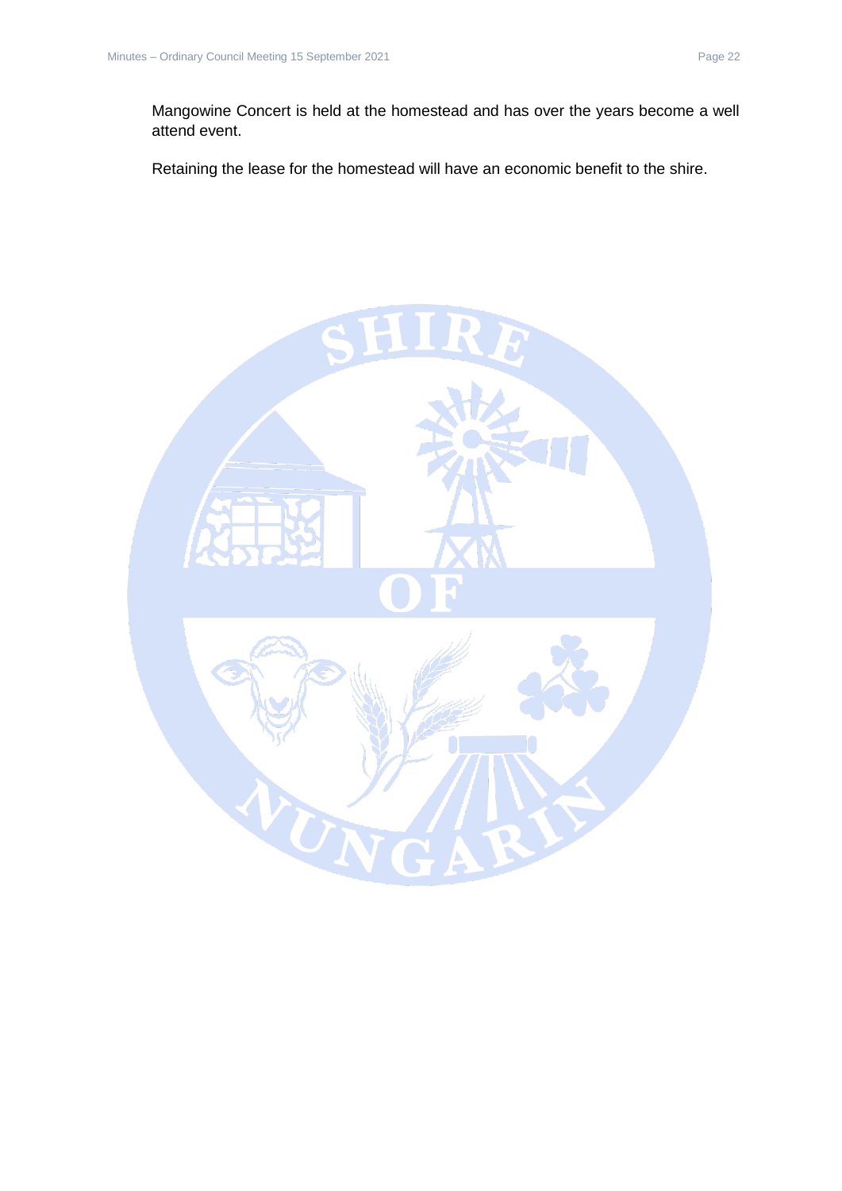Mangowine Concert is held at the homestead and has over the years become a well attend event.

Retaining the lease for the homestead will have an economic benefit to the shire.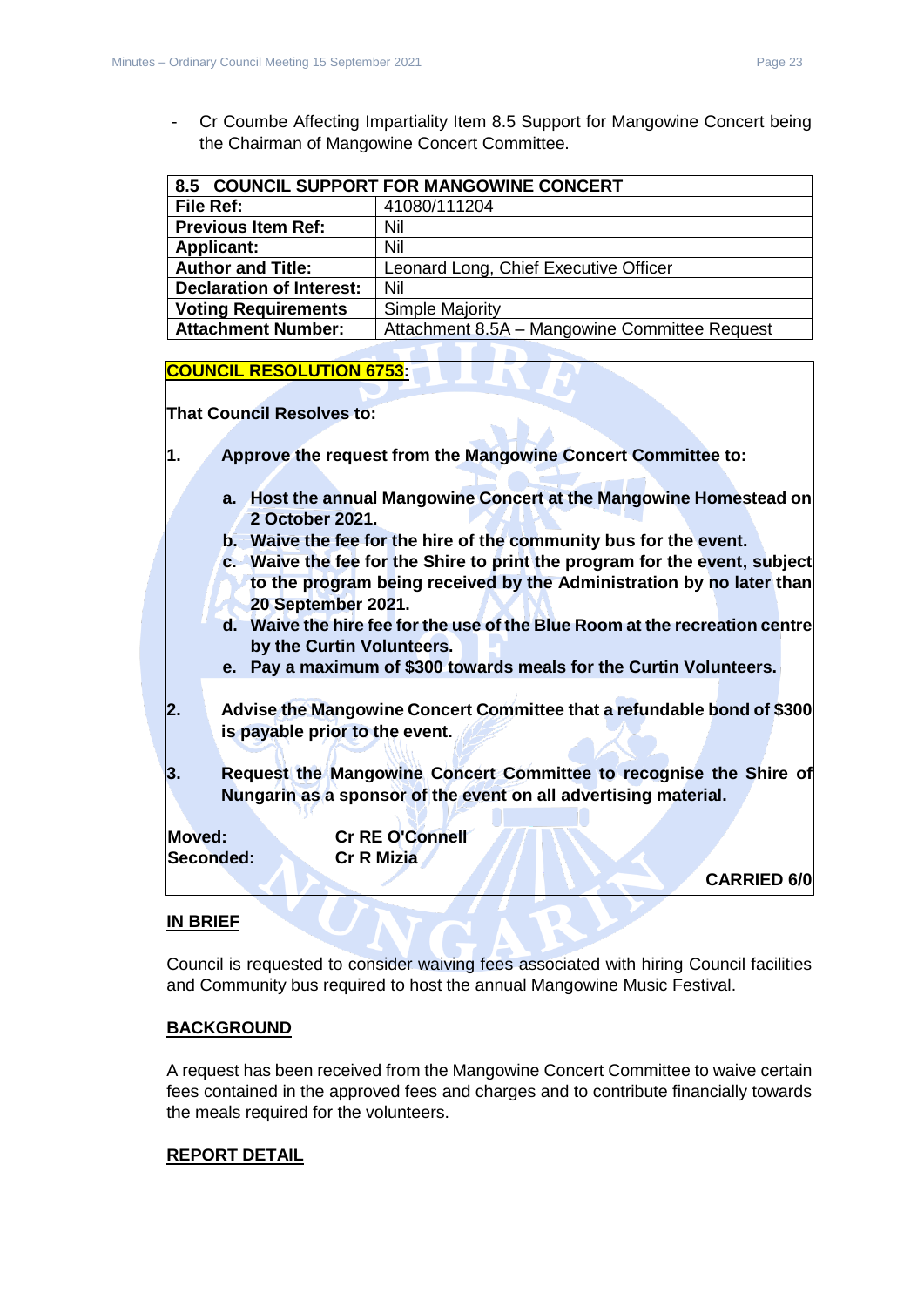- Cr Coumbe Affecting Impartiality Item 8.5 Support for Mangowine Concert being the Chairman of Mangowine Concert Committee.

| **8.5 COUNCIL SUPPORT FOR MANGOWINE CONCERT** | |
|---|---|
| **File Ref:** | 41080/111204 |
| **Previous Item Ref:** | Nil |
| **Applicant:** | Nil |
| **Author and Title:** | Leonard Long, Chief Executive Officer |
| **Declaration of Interest:** | Nil |
| **Voting Requirements** | Simple Majority |
| **Attachment Number:** | Attachment 8.5A – Mangowine Committee Request |

**COUNCIL RESOLUTION 6753:**

**That Council Resolves to:**

**1. Approve the request from the Mangowine Concert Committee to:**

**a. Host the annual Mangowine Concert at the Mangowine Homestead on 2 October 2021.**

**b. Waive the fee for the hire of the community bus for the event.**

**c. Waive the fee for the Shire to print the program for the event, subject to the program being received by the Administration by no later than 20 September 2021.**

**d. Waive the hire fee for the use of the Blue Room at the recreation centre by the Curtin Volunteers.**

**e. Pay a maximum of $300 towards meals for the Curtin Volunteers.**

**2. Advise the Mangowine Concert Committee that a refundable bond of $300 is payable prior to the event.**

**3. Request the Mangowine Concert Committee to recognise the Shire of Nungarin as a sponsor of the event on all advertising material.**

**Moved:** **Cr RE O'Connell**
**Seconded:** **Cr R Mizia**

**CARRIED 6/0**

**IN BRIEF**

Council is requested to consider waiving fees associated with hiring Council facilities and Community bus required to host the annual Mangowine Music Festival.

**BACKGROUND**

A request has been received from the Mangowine Concert Committee to waive certain fees contained in the approved fees and charges and to contribute financially towards the meals required for the volunteers.

**REPORT DETAIL**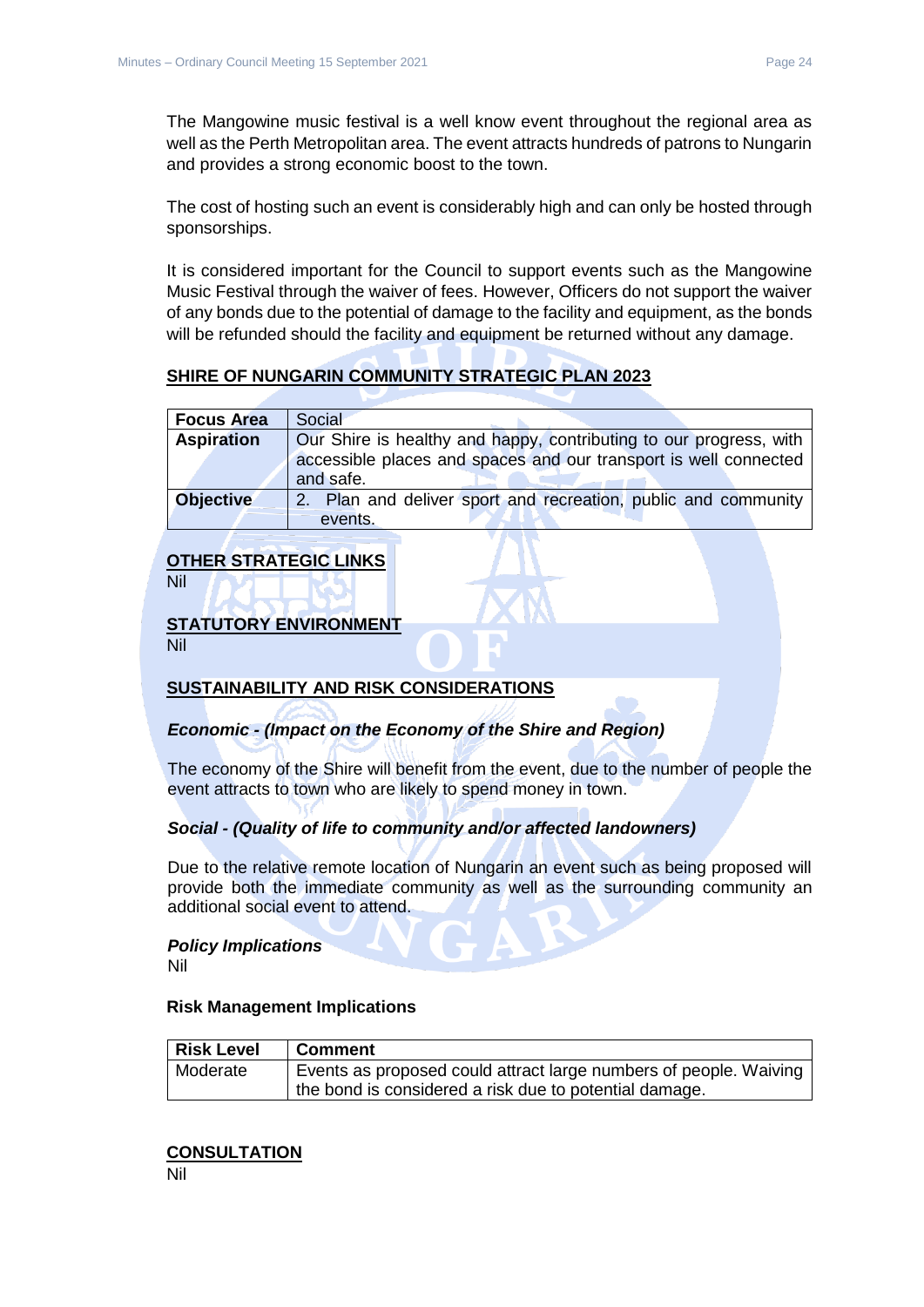The Mangowine music festival is a well know event throughout the regional area as well as the Perth Metropolitan area. The event attracts hundreds of patrons to Nungarin and provides a strong economic boost to the town.

The cost of hosting such an event is considerably high and can only be hosted through sponsorships.

It is considered important for the Council to support events such as the Mangowine Music Festival through the waiver of fees. However, Officers do not support the waiver of any bonds due to the potential of damage to the facility and equipment, as the bonds will be refunded should the facility and equipment be returned without any damage.

## SHIRE OF NUNGARIN COMMUNITY STRATEGIC PLAN 2023

| **Focus Area** | Social |
|---|---|
| **Aspiration** | Our Shire is healthy and happy, contributing to our progress, with accessible places and spaces and our transport is well connected and safe. |
| **Objective** | 2. Plan and deliver sport and recreation, public and community events. |

## OTHER STRATEGIC LINKS

Nil

## STATUTORY ENVIRONMENT

Nil

## SUSTAINABILITY AND RISK CONSIDERATIONS

### *Economic - (Impact on the Economy of the Shire and Region)*

The economy of the Shire will benefit from the event, due to the number of people the event attracts to town who are likely to spend money in town.

### *Social - (Quality of life to community and/or affected landowners)*

Due to the relative remote location of Nungarin an event such as being proposed will provide both the immediate community as well as the surrounding community an additional social event to attend.

### *Policy Implications*

Nil

### Risk Management Implications

| **Risk Level** | **Comment** |
|---|---|
| Moderate | Events as proposed could attract large numbers of people. Waiving the bond is considered a risk due to potential damage. |

## CONSULTATION

Nil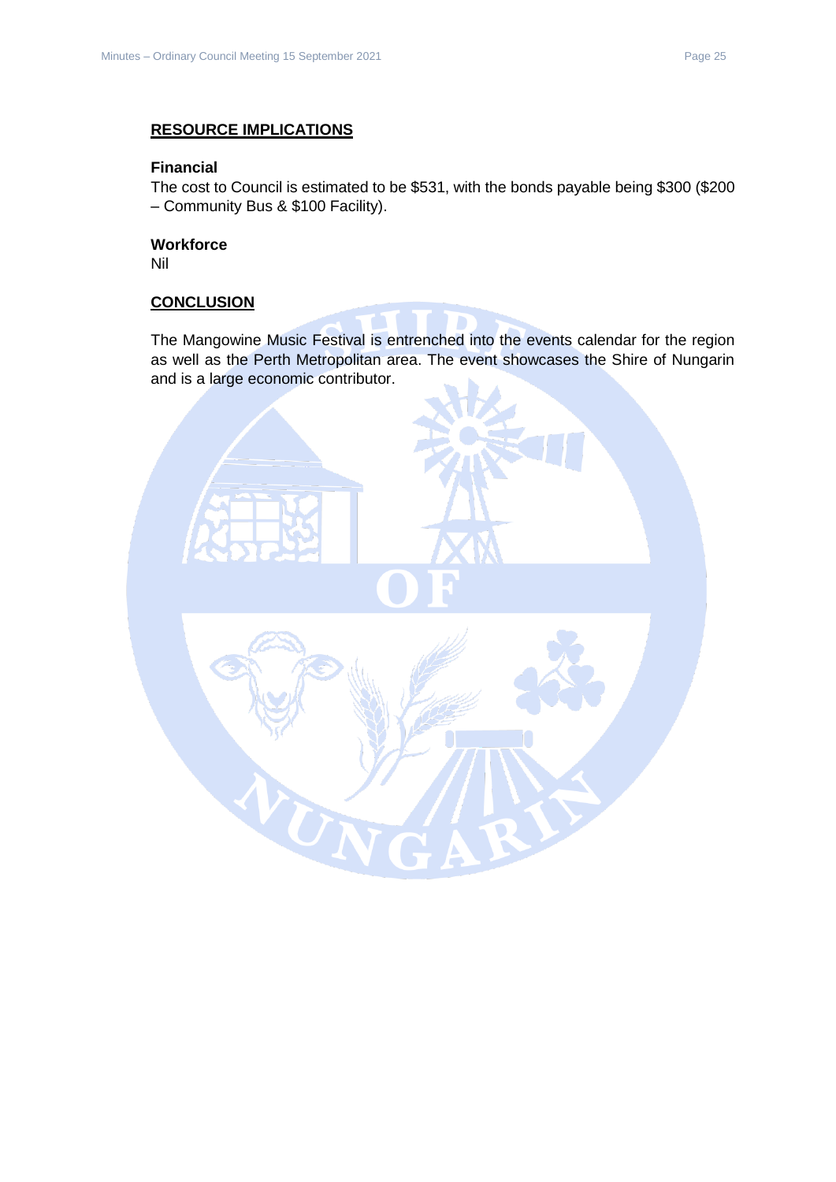**RESOURCE IMPLICATIONS**

**Financial**

The cost to Council is estimated to be $531, with the bonds payable being $300 ($200 – Community Bus & $100 Facility).

**Workforce**

Nil

**CONCLUSION**

The Mangowine Music Festival is entrenched into the events calendar for the region as well as the Perth Metropolitan area. The event showcases the Shire of Nungarin and is a large economic contributor.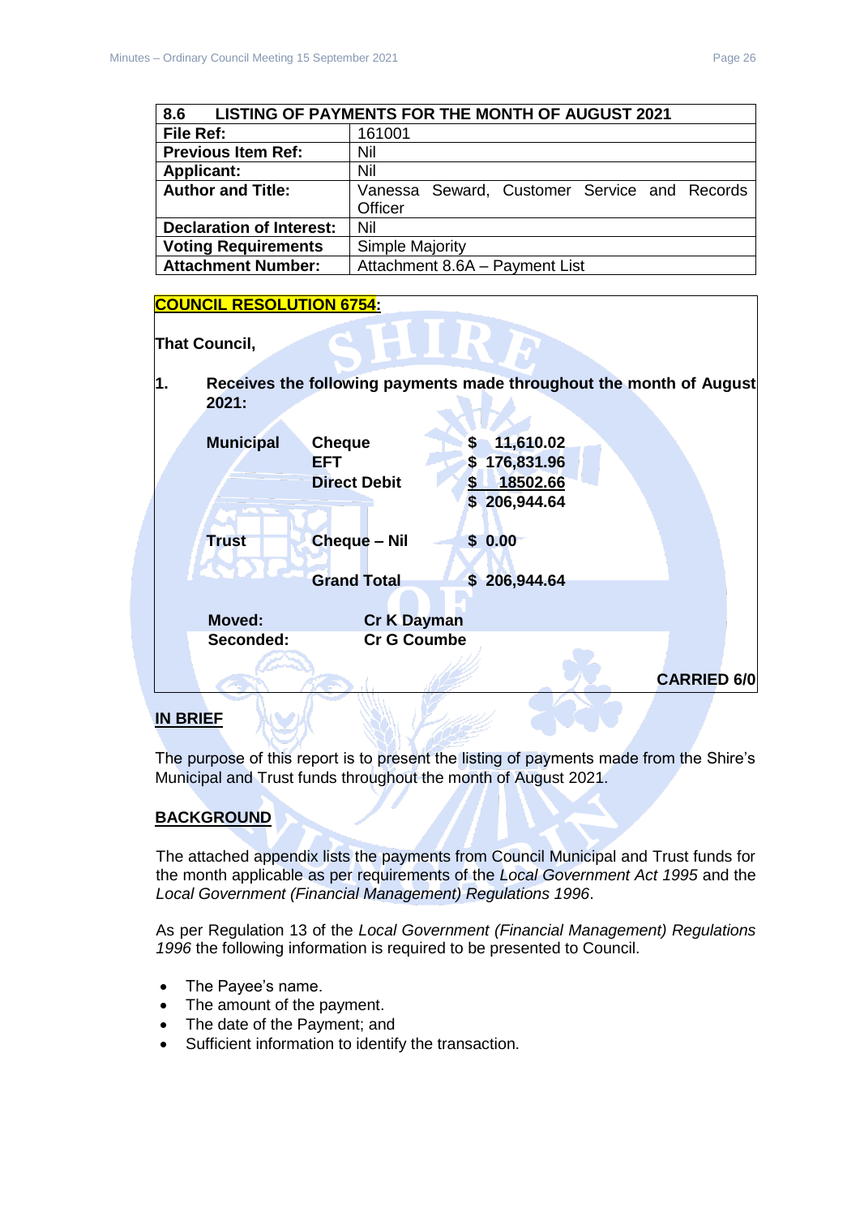| 8.6 LISTING OF PAYMENTS FOR THE MONTH OF AUGUST 2021 | |
|---|---|
| **File Ref:** | 161001 |
| **Previous Item Ref:** | Nil |
| **Applicant:** | Nil |
| **Author and Title:** | Vanessa Seward, Customer Service and Records Officer |
| **Declaration of Interest:** | Nil |
| **Voting Requirements** | Simple Majority |
| **Attachment Number:** | Attachment 8.6A – Payment List |

**COUNCIL RESOLUTION 6754:**

**That Council,**

**1. Receives the following payments made throughout the month of August 2021:**

| | | |
|---|---|---|
| **Municipal** | **Cheque** | **$ 11,610.02** |
| | **EFT** | **$ 176,831.96** |
| | **Direct Debit** | **$ 18502.66** |
| | | **$ 206,944.64** |
| **Trust** | **Cheque – Nil** | **$ 0.00** |
| | **Grand Total** | **$ 206,944.64** |

**Moved:** **Cr K Dayman**
**Seconded:** **Cr G Coumbe**

**CARRIED 6/0**

## IN BRIEF

The purpose of this report is to present the listing of payments made from the Shire's Municipal and Trust funds throughout the month of August 2021.

## BACKGROUND

The attached appendix lists the payments from Council Municipal and Trust funds for the month applicable as per requirements of the *Local Government Act 1995* and the *Local Government (Financial Management) Regulations 1996*.

As per Regulation 13 of the *Local Government (Financial Management) Regulations 1996* the following information is required to be presented to Council.

- The Payee's name.
- The amount of the payment.
- The date of the Payment; and
- Sufficient information to identify the transaction.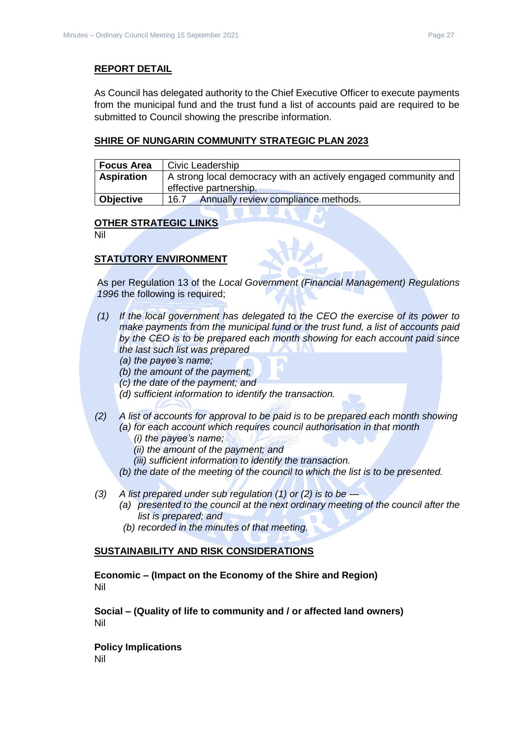## REPORT DETAIL

As Council has delegated authority to the Chief Executive Officer to execute payments from the municipal fund and the trust fund a list of accounts paid are required to be submitted to Council showing the prescribe information.

## SHIRE OF NUNGARIN COMMUNITY STRATEGIC PLAN 2023

| **Focus Area** | Civic Leadership |
|---|---|
| **Aspiration** | A strong local democracy with an actively engaged community and effective partnership. |
| **Objective** | 16.7 Annually review compliance methods. |

## OTHER STRATEGIC LINKS

Nil

## STATUTORY ENVIRONMENT

As per Regulation 13 of the *Local Government (Financial Management) Regulations 1996* the following is required;

*(1) If the local government has delegated to the CEO the exercise of its power to make payments from the municipal fund or the trust fund, a list of accounts paid by the CEO is to be prepared each month showing for each account paid since the last such list was prepared*
*(a) the payee's name;*
*(b) the amount of the payment;*
*(c) the date of the payment; and*
*(d) sufficient information to identify the transaction.*

*(2) A list of accounts for approval to be paid is to be prepared each month showing*
*(a) for each account which requires council authorisation in that month*
*(i) the payee's name;*
*(ii) the amount of the payment; and*
*(iii) sufficient information to identify the transaction.*
*(b) the date of the meeting of the council to which the list is to be presented.*

*(3) A list prepared under sub regulation (1) or (2) is to be —*
*(a) presented to the council at the next ordinary meeting of the council after the list is prepared; and*
*(b) recorded in the minutes of that meeting.*

## SUSTAINABILITY AND RISK CONSIDERATIONS

**Economic – (Impact on the Economy of the Shire and Region)**
Nil

**Social – (Quality of life to community and / or affected land owners)**
Nil

**Policy Implications**
Nil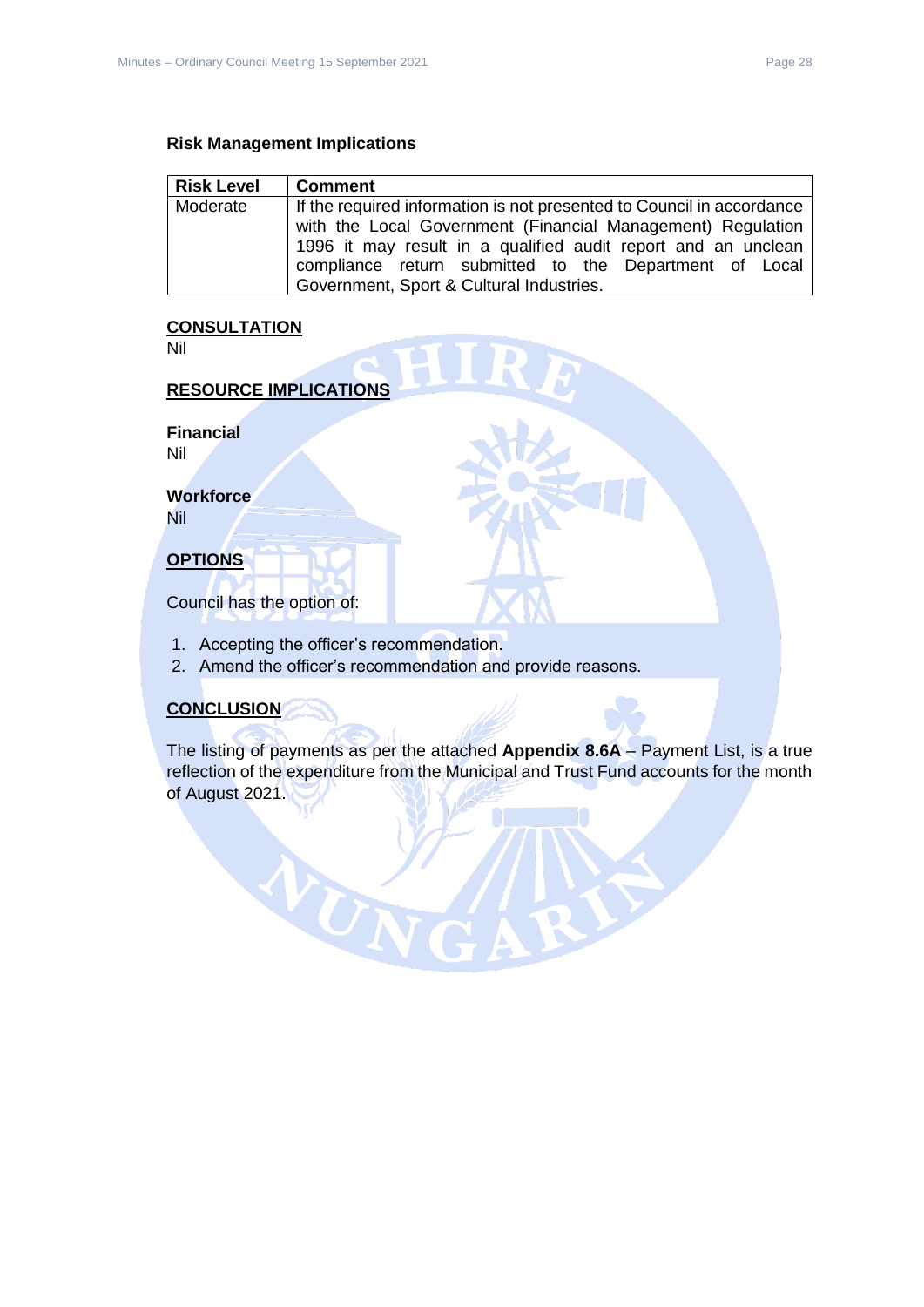**Risk Management Implications**

| Risk Level | Comment |
| --- | --- |
| Moderate | If the required information is not presented to Council in accordance with the Local Government (Financial Management) Regulation 1996 it may result in a qualified audit report and an unclean compliance return submitted to the Department of Local Government, Sport & Cultural Industries. |

## CONSULTATION

Nil

## RESOURCE IMPLICATIONS

**Financial**

Nil

**Workforce**

Nil

## OPTIONS

Council has the option of:

1. Accepting the officer's recommendation.
2. Amend the officer's recommendation and provide reasons.

## CONCLUSION

The listing of payments as per the attached **Appendix 8.6A** – Payment List, is a true reflection of the expenditure from the Municipal and Trust Fund accounts for the month of August 2021.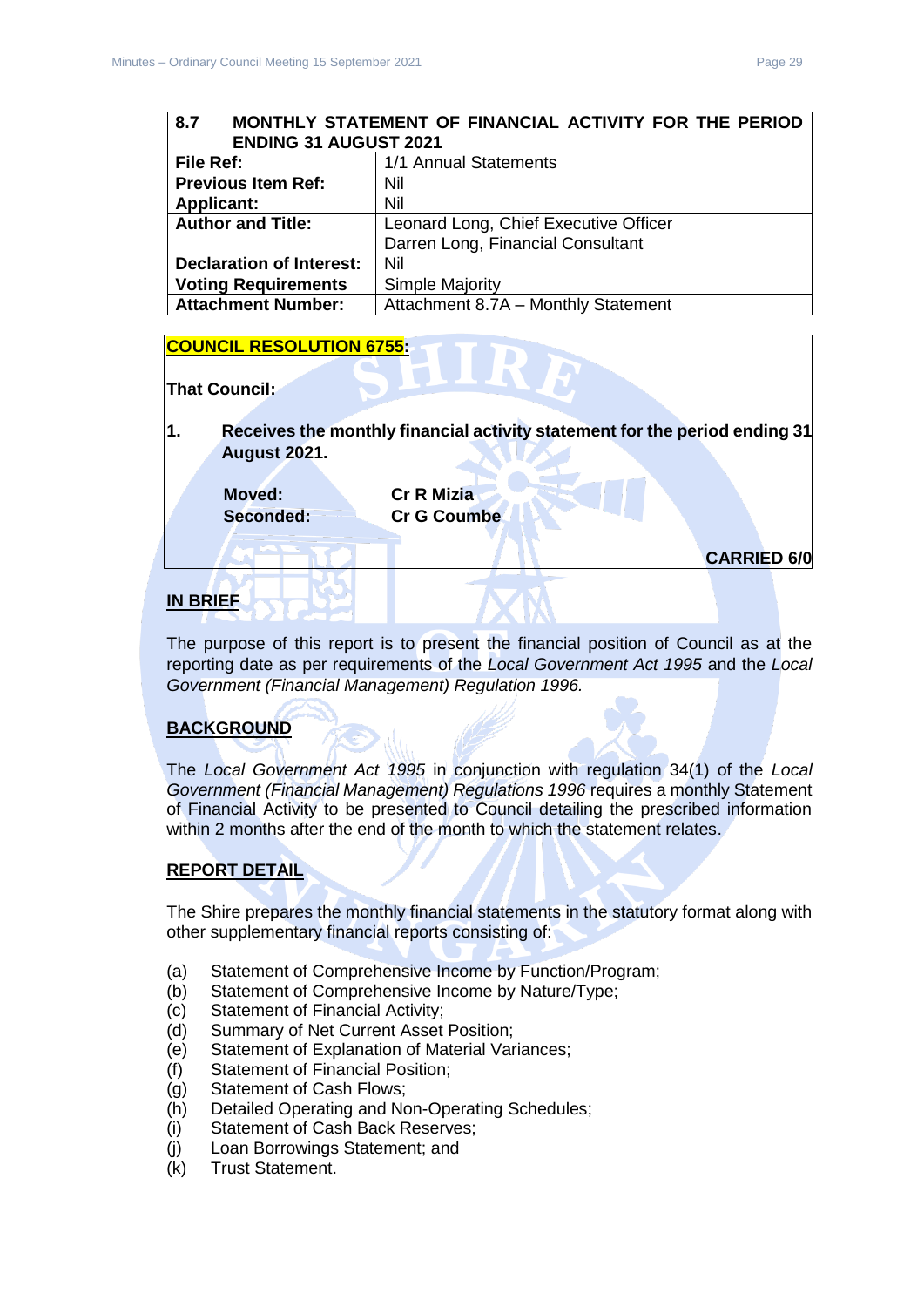| 8.7 MONTHLY STATEMENT OF FINANCIAL ACTIVITY FOR THE PERIOD ENDING 31 AUGUST 2021 | |
|---|---|
| **File Ref:** | 1/1 Annual Statements |
| **Previous Item Ref:** | Nil |
| **Applicant:** | Nil |
| **Author and Title:** | Leonard Long, Chief Executive Officer<br>Darren Long, Financial Consultant |
| **Declaration of Interest:** | Nil |
| **Voting Requirements** | Simple Majority |
| **Attachment Number:** | Attachment 8.7A – Monthly Statement |

**COUNCIL RESOLUTION 6755:**

**That Council:**

**1. Receives the monthly financial activity statement for the period ending 31 August 2021.**

**Moved:** **Cr R Mizia**
**Seconded:** **Cr G Coumbe**

**CARRIED 6/0**

## IN BRIEF

The purpose of this report is to present the financial position of Council as at the reporting date as per requirements of the *Local Government Act 1995* and the *Local Government (Financial Management) Regulation 1996.*

## BACKGROUND

The *Local Government Act 1995* in conjunction with regulation 34(1) of the *Local Government (Financial Management) Regulations 1996* requires a monthly Statement of Financial Activity to be presented to Council detailing the prescribed information within 2 months after the end of the month to which the statement relates.

## REPORT DETAIL

The Shire prepares the monthly financial statements in the statutory format along with other supplementary financial reports consisting of:

(a) Statement of Comprehensive Income by Function/Program;
(b) Statement of Comprehensive Income by Nature/Type;
(c) Statement of Financial Activity;
(d) Summary of Net Current Asset Position;
(e) Statement of Explanation of Material Variances;
(f) Statement of Financial Position;
(g) Statement of Cash Flows;
(h) Detailed Operating and Non-Operating Schedules;
(i) Statement of Cash Back Reserves;
(j) Loan Borrowings Statement; and
(k) Trust Statement.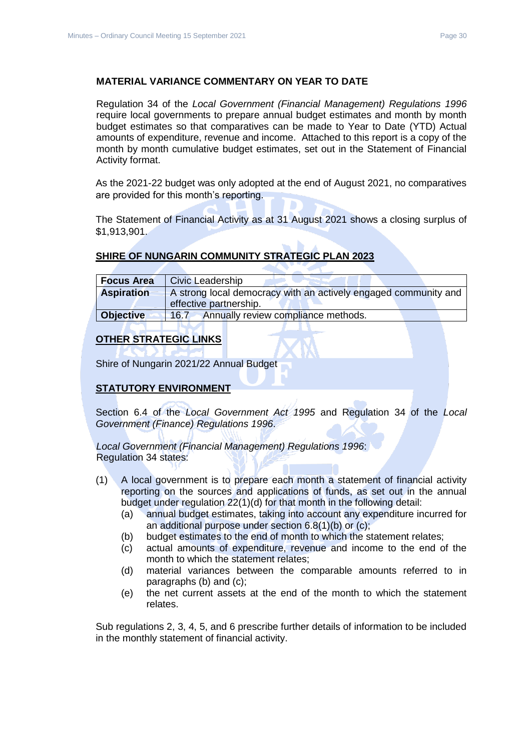## MATERIAL VARIANCE COMMENTARY ON YEAR TO DATE

Regulation 34 of the *Local Government (Financial Management) Regulations 1996* require local governments to prepare annual budget estimates and month by month budget estimates so that comparatives can be made to Year to Date (YTD) Actual amounts of expenditure, revenue and income. Attached to this report is a copy of the month by month cumulative budget estimates, set out in the Statement of Financial Activity format.

As the 2021-22 budget was only adopted at the end of August 2021, no comparatives are provided for this month's reporting.

The Statement of Financial Activity as at 31 August 2021 shows a closing surplus of $1,913,901.

## SHIRE OF NUNGARIN COMMUNITY STRATEGIC PLAN 2023

| **Focus Area** | Civic Leadership |
|---|---|
| **Aspiration** | A strong local democracy with an actively engaged community and effective partnership. |
| **Objective** | 16.7 Annually review compliance methods. |

## OTHER STRATEGIC LINKS

Shire of Nungarin 2021/22 Annual Budget

## STATUTORY ENVIRONMENT

Section 6.4 of the *Local Government Act 1995* and Regulation 34 of the *Local Government (Finance) Regulations 1996*.

*Local Government (Financial Management) Regulations 1996*:
Regulation 34 states:

(1) A local government is to prepare each month a statement of financial activity reporting on the sources and applications of funds, as set out in the annual budget under regulation 22(1)(d) for that month in the following detail:
   - (a) annual budget estimates, taking into account any expenditure incurred for an additional purpose under section 6.8(1)(b) or (c);
   - (b) budget estimates to the end of month to which the statement relates;
   - (c) actual amounts of expenditure, revenue and income to the end of the month to which the statement relates;
   - (d) material variances between the comparable amounts referred to in paragraphs (b) and (c);
   - (e) the net current assets at the end of the month to which the statement relates.

Sub regulations 2, 3, 4, 5, and 6 prescribe further details of information to be included in the monthly statement of financial activity.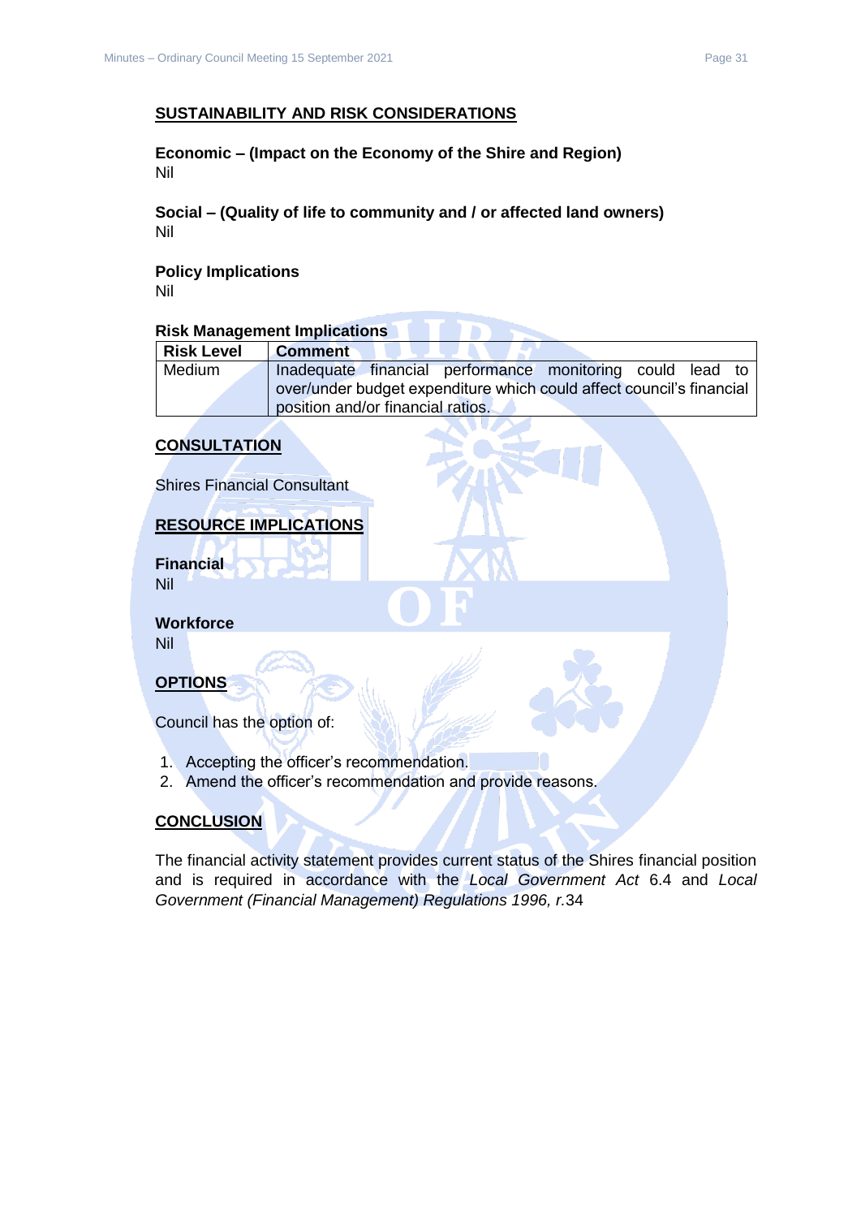## SUSTAINABILITY AND RISK CONSIDERATIONS

**Economic – (Impact on the Economy of the Shire and Region)**
Nil

**Social – (Quality of life to community and / or affected land owners)**
Nil

**Policy Implications**
Nil

**Risk Management Implications**

| Risk Level | Comment |
|---|---|
| Medium | Inadequate financial performance monitoring could lead to over/under budget expenditure which could affect council's financial position and/or financial ratios. |

## CONSULTATION

Shires Financial Consultant

## RESOURCE IMPLICATIONS

**Financial**
Nil

**Workforce**
Nil

## OPTIONS

Council has the option of:

1. Accepting the officer's recommendation.
2. Amend the officer's recommendation and provide reasons.

## CONCLUSION

The financial activity statement provides current status of the Shires financial position and is required in accordance with the *Local Government Act* 6.4 and *Local Government (Financial Management) Regulations 1996, r.*34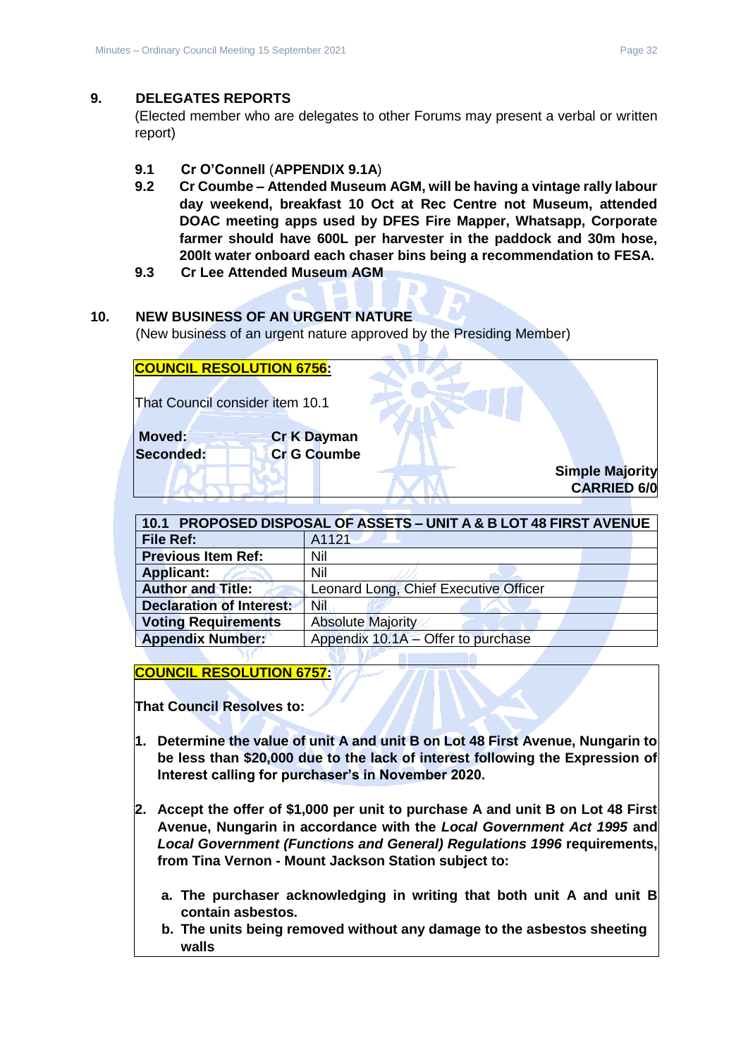## 9. DELEGATES REPORTS

(Elected member who are delegates to other Forums may present a verbal or written report)

- **9.1 Cr O'Connell** (**APPENDIX 9.1A**)
- **9.2 Cr Coumbe – Attended Museum AGM, will be having a vintage rally labour day weekend, breakfast 10 Oct at Rec Centre not Museum, attended DOAC meeting apps used by DFES Fire Mapper, Whatsapp, Corporate farmer should have 600L per harvester in the paddock and 30m hose, 200lt water onboard each chaser bins being a recommendation to FESA.**
- **9.3 Cr Lee Attended Museum AGM**

## 10. NEW BUSINESS OF AN URGENT NATURE

(New business of an urgent nature approved by the Presiding Member)

**COUNCIL RESOLUTION 6756:**

That Council consider item 10.1

**Moved:** Cr K Dayman
**Seconded:** Cr G Coumbe

**Simple Majority**
**CARRIED 6/0**

| 10.1 PROPOSED DISPOSAL OF ASSETS – UNIT A & B LOT 48 FIRST AVENUE | |
|---|---|
| **File Ref:** | A1121 |
| **Previous Item Ref:** | Nil |
| **Applicant:** | Nil |
| **Author and Title:** | Leonard Long, Chief Executive Officer |
| **Declaration of Interest:** | Nil |
| **Voting Requirements** | Absolute Majority |
| **Appendix Number:** | Appendix 10.1A – Offer to purchase |

**COUNCIL RESOLUTION 6757:**

**That Council Resolves to:**

1. **Determine the value of unit A and unit B on Lot 48 First Avenue, Nungarin to be less than $20,000 due to the lack of interest following the Expression of Interest calling for purchaser's in November 2020.**

2. **Accept the offer of $1,000 per unit to purchase A and unit B on Lot 48 First Avenue, Nungarin in accordance with the *Local Government Act 1995* and *Local Government (Functions and General) Regulations 1996* requirements, from Tina Vernon - Mount Jackson Station subject to:**

   a. **The purchaser acknowledging in writing that both unit A and unit B contain asbestos.**
   b. **The units being removed without any damage to the asbestos sheeting walls**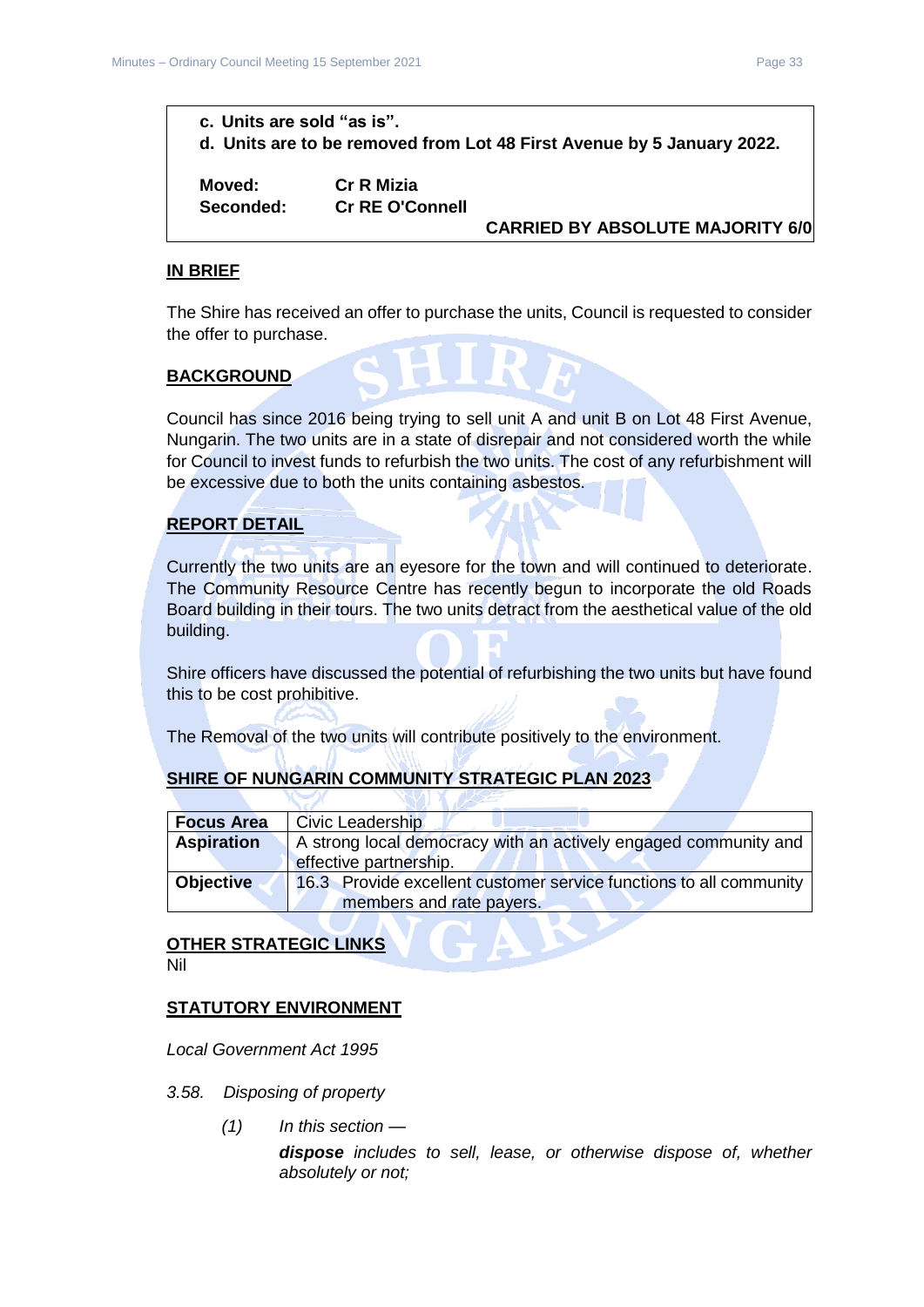**c. Units are sold "as is".**

**d. Units are to be removed from Lot 48 First Avenue by 5 January 2022.**

**Moved:** **Cr R Mizia**
**Seconded:** **Cr RE O'Connell**

**CARRIED BY ABSOLUTE MAJORITY 6/0**

## IN BRIEF

The Shire has received an offer to purchase the units, Council is requested to consider the offer to purchase.

## BACKGROUND

Council has since 2016 being trying to sell unit A and unit B on Lot 48 First Avenue, Nungarin. The two units are in a state of disrepair and not considered worth the while for Council to invest funds to refurbish the two units. The cost of any refurbishment will be excessive due to both the units containing asbestos.

## REPORT DETAIL

Currently the two units are an eyesore for the town and will continued to deteriorate. The Community Resource Centre has recently begun to incorporate the old Roads Board building in their tours. The two units detract from the aesthetical value of the old building.

Shire officers have discussed the potential of refurbishing the two units but have found this to be cost prohibitive.

The Removal of the two units will contribute positively to the environment.

## SHIRE OF NUNGARIN COMMUNITY STRATEGIC PLAN 2023

| **Focus Area** | Civic Leadership |
|---|---|
| **Aspiration** | A strong local democracy with an actively engaged community and effective partnership. |
| **Objective** | 16.3 Provide excellent customer service functions to all community members and rate payers. |

## OTHER STRATEGIC LINKS

Nil

## STATUTORY ENVIRONMENT

*Local Government Act 1995*

*3.58. Disposing of property*

*(1) In this section —*

***dispose** includes to sell, lease, or otherwise dispose of, whether absolutely or not;*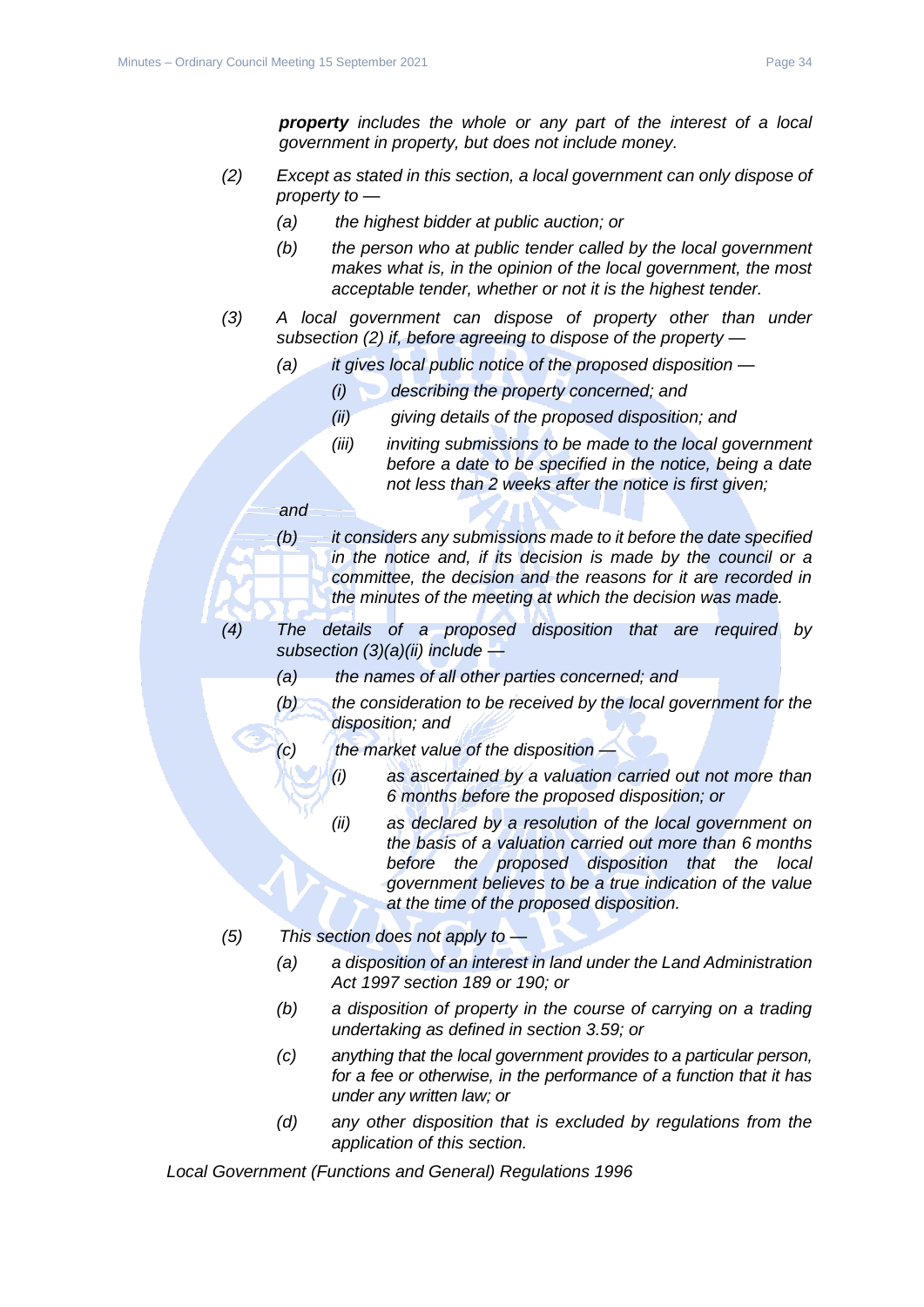***property*** *includes the whole or any part of the interest of a local government in property, but does not include money.*

*(2) Except as stated in this section, a local government can only dispose of property to —*

*(a) the highest bidder at public auction; or*

*(b) the person who at public tender called by the local government makes what is, in the opinion of the local government, the most acceptable tender, whether or not it is the highest tender.*

*(3) A local government can dispose of property other than under subsection (2) if, before agreeing to dispose of the property —*

*(a) it gives local public notice of the proposed disposition —*

*(i) describing the property concerned; and*

*(ii) giving details of the proposed disposition; and*

*(iii) inviting submissions to be made to the local government before a date to be specified in the notice, being a date not less than 2 weeks after the notice is first given;*

*and*

*(b) it considers any submissions made to it before the date specified in the notice and, if its decision is made by the council or a committee, the decision and the reasons for it are recorded in the minutes of the meeting at which the decision was made.*

*(4) The details of a proposed disposition that are required by subsection (3)(a)(ii) include —*

*(a) the names of all other parties concerned; and*

*(b) the consideration to be received by the local government for the disposition; and*

*(c) the market value of the disposition —*

*(i) as ascertained by a valuation carried out not more than 6 months before the proposed disposition; or*

*(ii) as declared by a resolution of the local government on the basis of a valuation carried out more than 6 months before the proposed disposition that the local government believes to be a true indication of the value at the time of the proposed disposition.*

*(5) This section does not apply to —*

*(a) a disposition of an interest in land under the Land Administration Act 1997 section 189 or 190; or*

*(b) a disposition of property in the course of carrying on a trading undertaking as defined in section 3.59; or*

*(c) anything that the local government provides to a particular person, for a fee or otherwise, in the performance of a function that it has under any written law; or*

*(d) any other disposition that is excluded by regulations from the application of this section.*

*Local Government (Functions and General) Regulations 1996*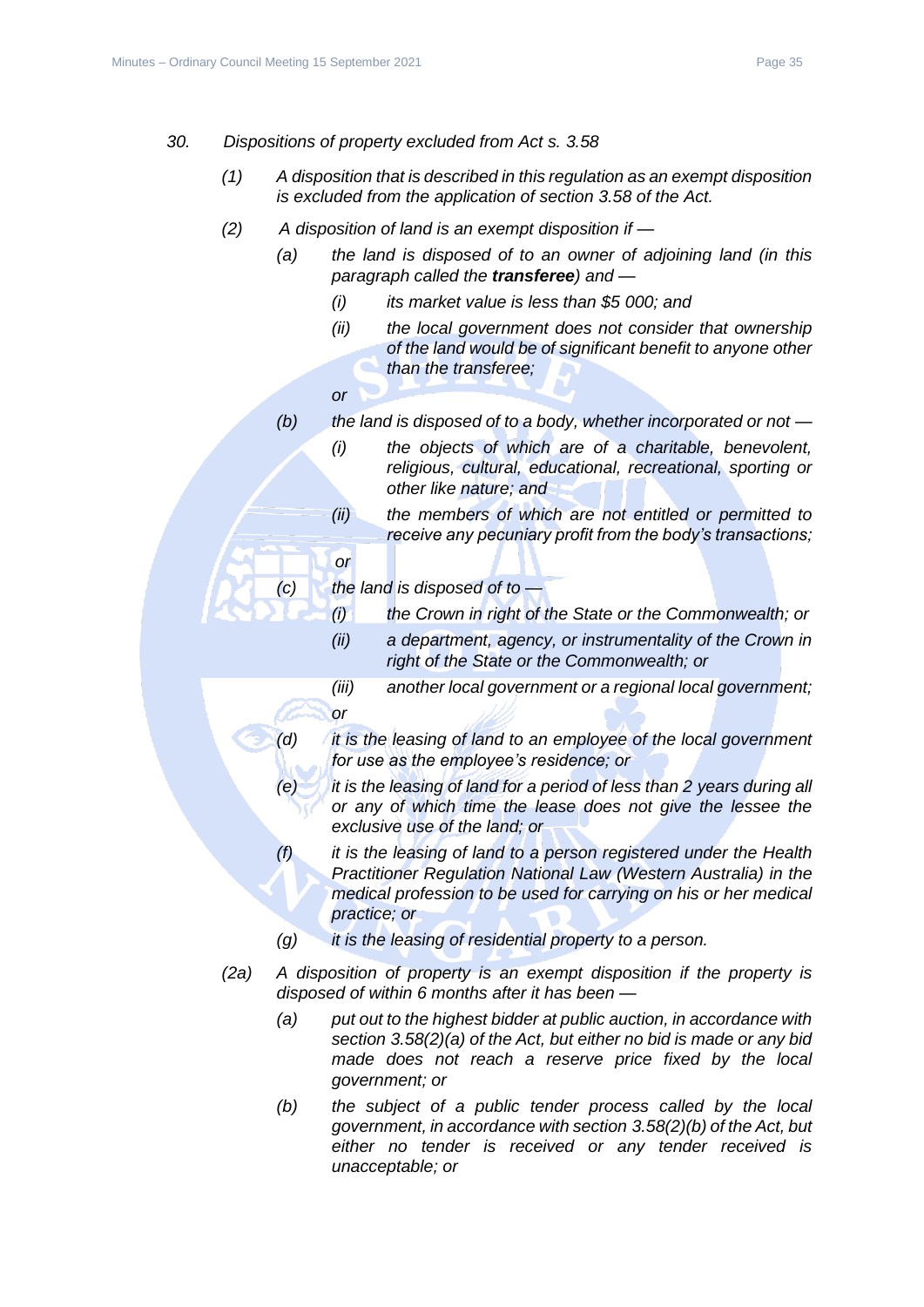*30. Dispositions of property excluded from Act s. 3.58*

*(1) A disposition that is described in this regulation as an exempt disposition is excluded from the application of section 3.58 of the Act.*

*(2) A disposition of land is an exempt disposition if —*

*(a) the land is disposed of to an owner of adjoining land (in this paragraph called the **transferee**) and —*

*(i) its market value is less than $5 000; and*

*(ii) the local government does not consider that ownership of the land would be of significant benefit to anyone other than the transferee;*

*or*

*(b) the land is disposed of to a body, whether incorporated or not —*

*(i) the objects of which are of a charitable, benevolent, religious, cultural, educational, recreational, sporting or other like nature; and*

*(ii) the members of which are not entitled or permitted to receive any pecuniary profit from the body's transactions;*

*or*

*(c) the land is disposed of to —*

*(i) the Crown in right of the State or the Commonwealth; or*

*(ii) a department, agency, or instrumentality of the Crown in right of the State or the Commonwealth; or*

*(iii) another local government or a regional local government;*

*or*

*(d) it is the leasing of land to an employee of the local government for use as the employee's residence; or*

*(e) it is the leasing of land for a period of less than 2 years during all or any of which time the lease does not give the lessee the exclusive use of the land; or*

*(f) it is the leasing of land to a person registered under the Health Practitioner Regulation National Law (Western Australia) in the medical profession to be used for carrying on his or her medical practice; or*

*(g) it is the leasing of residential property to a person.*

*(2a) A disposition of property is an exempt disposition if the property is disposed of within 6 months after it has been —*

*(a) put out to the highest bidder at public auction, in accordance with section 3.58(2)(a) of the Act, but either no bid is made or any bid made does not reach a reserve price fixed by the local government; or*

*(b) the subject of a public tender process called by the local government, in accordance with section 3.58(2)(b) of the Act, but either no tender is received or any tender received is unacceptable; or*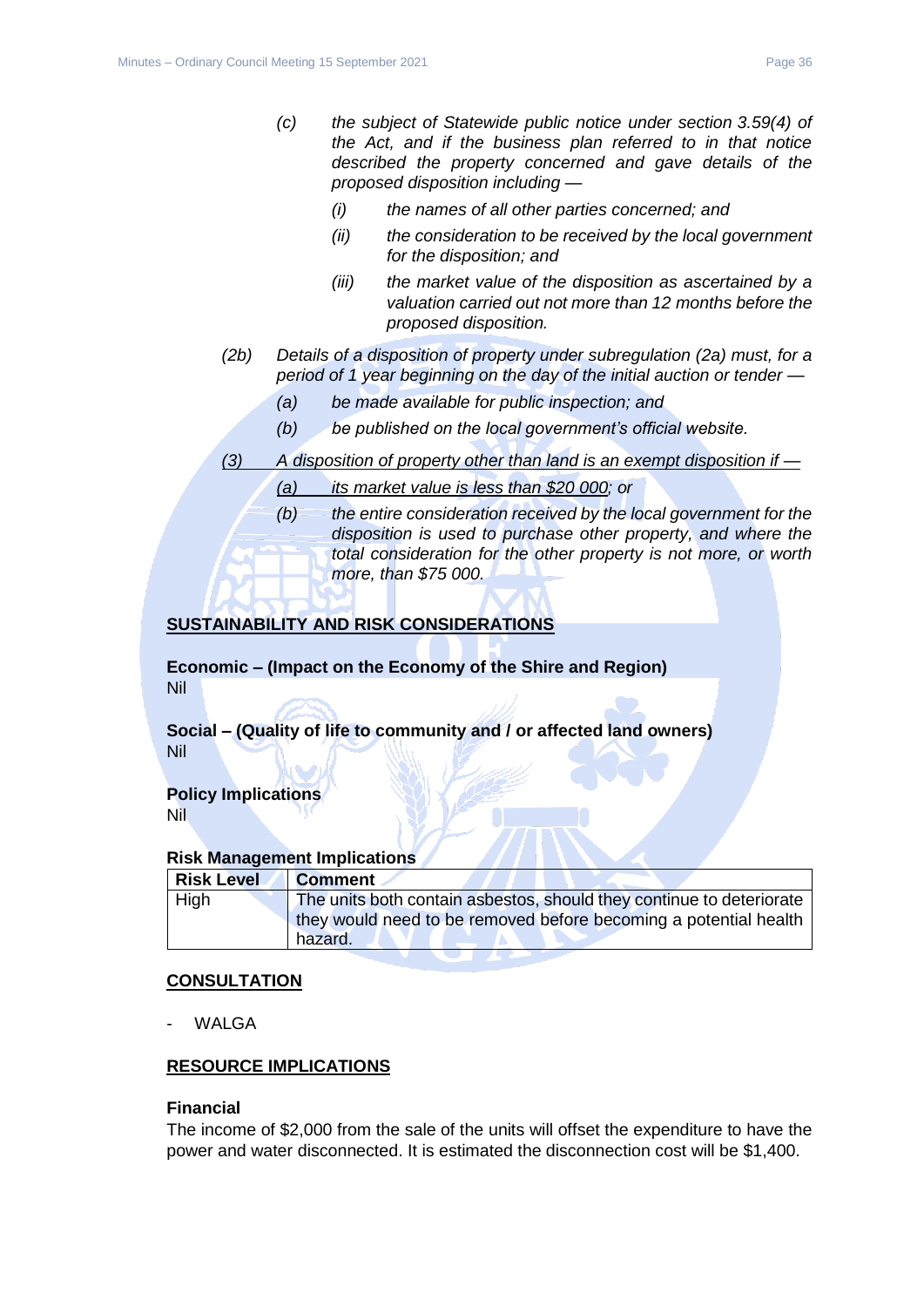*(c) the subject of Statewide public notice under section 3.59(4) of the Act, and if the business plan referred to in that notice described the property concerned and gave details of the proposed disposition including —*

*(i) the names of all other parties concerned; and*

*(ii) the consideration to be received by the local government for the disposition; and*

*(iii) the market value of the disposition as ascertained by a valuation carried out not more than 12 months before the proposed disposition.*

*(2b) Details of a disposition of property under subregulation (2a) must, for a period of 1 year beginning on the day of the initial auction or tender —*

*(a) be made available for public inspection; and*

*(b) be published on the local government's official website.*

*(3) A disposition of property other than land is an exempt disposition if —*

*(a) its market value is less than $20 000; or*

*(b) the entire consideration received by the local government for the disposition is used to purchase other property, and where the total consideration for the other property is not more, or worth more, than $75 000.*

## SUSTAINABILITY AND RISK CONSIDERATIONS

**Economic – (Impact on the Economy of the Shire and Region)**
Nil

**Social – (Quality of life to community and / or affected land owners)**
Nil

**Policy Implications**
Nil

**Risk Management Implications**

| Risk Level | Comment |
|---|---|
| High | The units both contain asbestos, should they continue to deteriorate they would need to be removed before becoming a potential health hazard. |

## CONSULTATION

- WALGA

## RESOURCE IMPLICATIONS

**Financial**
The income of $2,000 from the sale of the units will offset the expenditure to have the power and water disconnected. It is estimated the disconnection cost will be $1,400.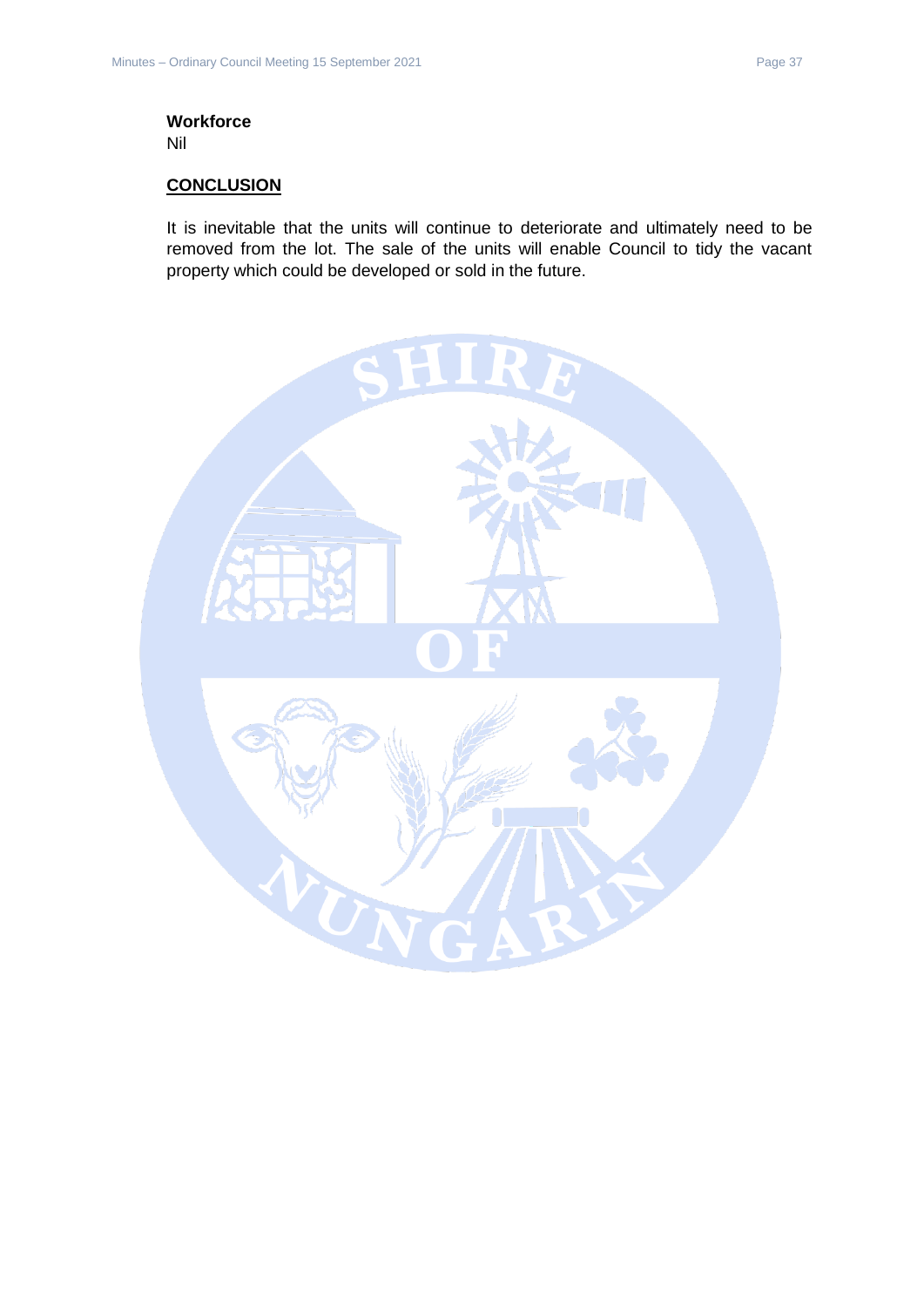**Workforce**

Nil

## CONCLUSION

It is inevitable that the units will continue to deteriorate and ultimately need to be removed from the lot. The sale of the units will enable Council to tidy the vacant property which could be developed or sold in the future.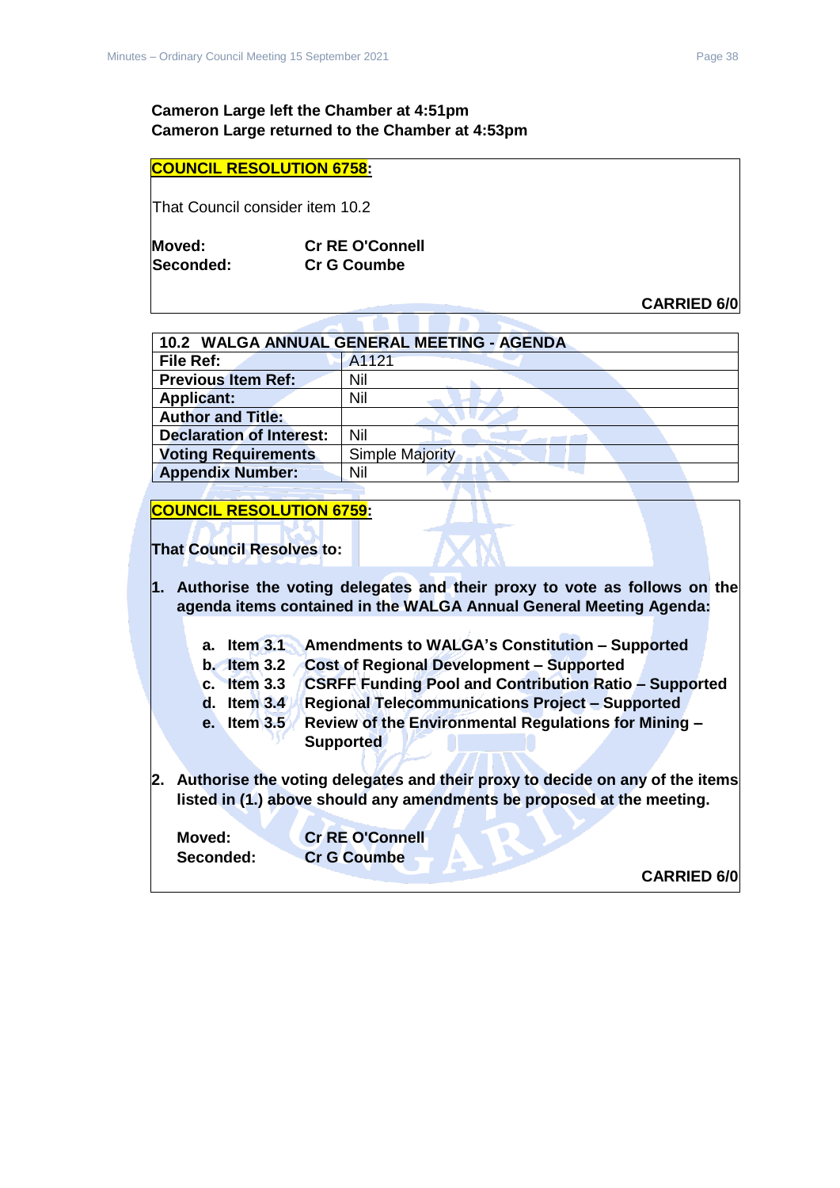**Cameron Large left the Chamber at 4:51pm**
**Cameron Large returned to the Chamber at 4:53pm**

**COUNCIL RESOLUTION 6758:**

That Council consider item 10.2

**Moved:** **Cr RE O'Connell**
**Seconded:** **Cr G Coumbe**

**CARRIED 6/0**

| 10.2 WALGA ANNUAL GENERAL MEETING - AGENDA | |
|---|---|
| **File Ref:** | A1121 |
| **Previous Item Ref:** | Nil |
| **Applicant:** | Nil |
| **Author and Title:** | |
| **Declaration of Interest:** | Nil |
| **Voting Requirements** | Simple Majority |
| **Appendix Number:** | Nil |

**COUNCIL RESOLUTION 6759:**

**That Council Resolves to:**

1. **Authorise the voting delegates and their proxy to vote as follows on the agenda items contained in the WALGA Annual General Meeting Agenda:**

   a. **Item 3.1 Amendments to WALGA's Constitution – Supported**
   b. **Item 3.2 Cost of Regional Development – Supported**
   c. **Item 3.3 CSRFF Funding Pool and Contribution Ratio – Supported**
   d. **Item 3.4 Regional Telecommunications Project – Supported**
   e. **Item 3.5 Review of the Environmental Regulations for Mining – Supported**

2. **Authorise the voting delegates and their proxy to decide on any of the items listed in (1.) above should any amendments be proposed at the meeting.**

**Moved:** **Cr RE O'Connell**
**Seconded:** **Cr G Coumbe**

**CARRIED 6/0**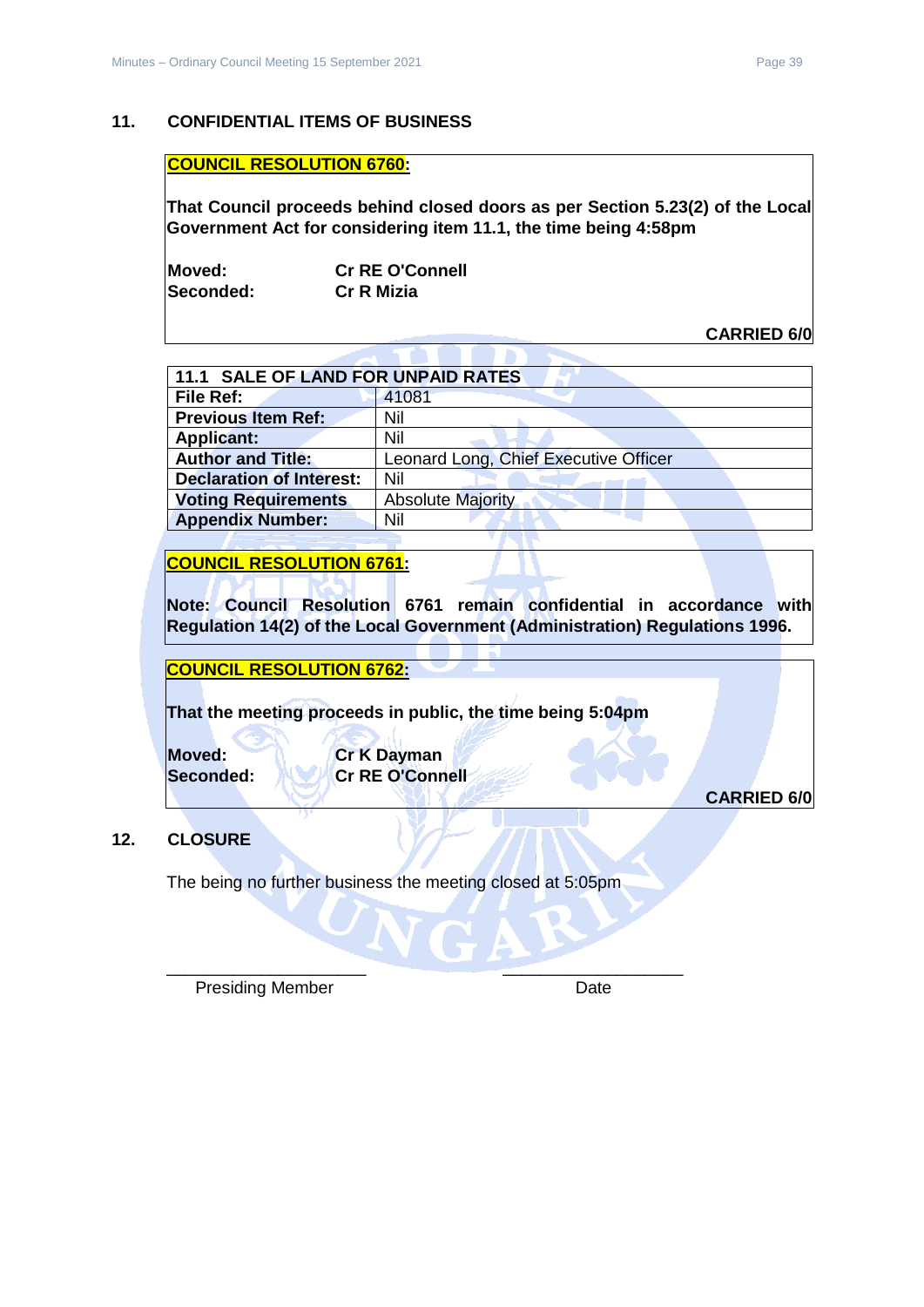## 11. CONFIDENTIAL ITEMS OF BUSINESS

**COUNCIL RESOLUTION 6760:**

**That Council proceeds behind closed doors as per Section 5.23(2) of the Local Government Act for considering item 11.1, the time being 4:58pm**

**Moved:** **Cr RE O'Connell**
**Seconded:** **Cr R Mizia**

**CARRIED 6/0**

| **11.1 SALE OF LAND FOR UNPAID RATES** | |
|---|---|
| **File Ref:** | 41081 |
| **Previous Item Ref:** | Nil |
| **Applicant:** | Nil |
| **Author and Title:** | Leonard Long, Chief Executive Officer |
| **Declaration of Interest:** | Nil |
| **Voting Requirements** | Absolute Majority |
| **Appendix Number:** | Nil |

**COUNCIL RESOLUTION 6761:**

**Note: Council Resolution 6761 remain confidential in accordance with Regulation 14(2) of the Local Government (Administration) Regulations 1996.**

**COUNCIL RESOLUTION 6762:**

**That the meeting proceeds in public, the time being 5:04pm**

**Moved:** **Cr K Dayman**
**Seconded:** **Cr RE O'Connell**

**CARRIED 6/0**

## 12. CLOSURE

The being no further business the meeting closed at 5:05pm

\_\_\_\_\_\_\_\_\_\_\_\_\_\_\_\_\_\_\_\_\_\_ \_\_\_\_\_\_\_\_\_\_\_\_\_\_\_\_\_\_\_\_\_\_

Presiding Member Date